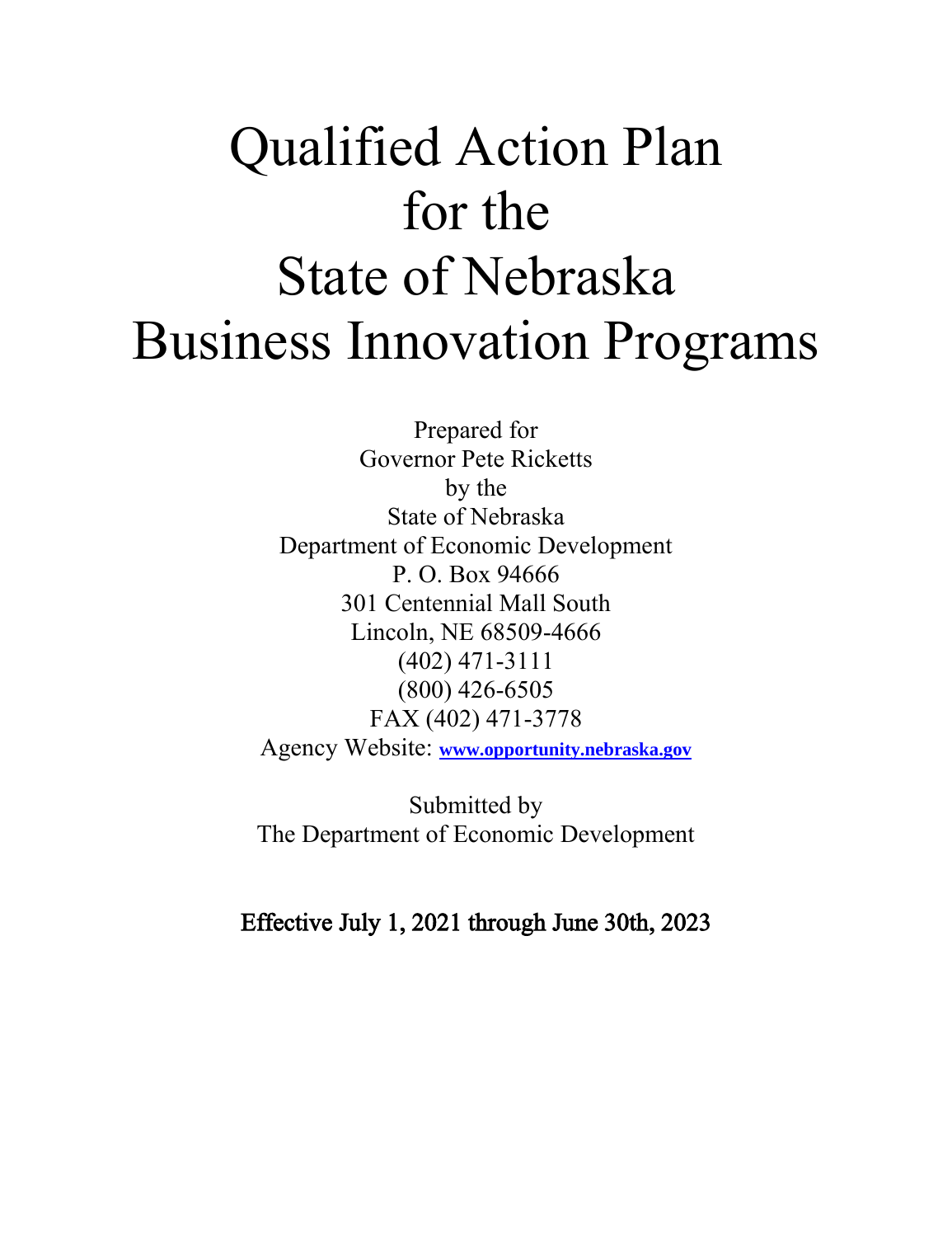# Qualified Action Plan for the State of Nebraska Business Innovation Programs

Prepared for
Governor Pete Ricketts
by the
State of Nebraska
Department of Economic Development
P. O. Box 94666
301 Centennial Mall South
Lincoln, NE 68509-4666
(402) 471-3111
(800) 426-6505
FAX (402) 471-3778
Agency Website: **www.opportunity.nebraska.gov**

Submitted by
The Department of Economic Development

Effective July 1, 2021 through June 30th, 2023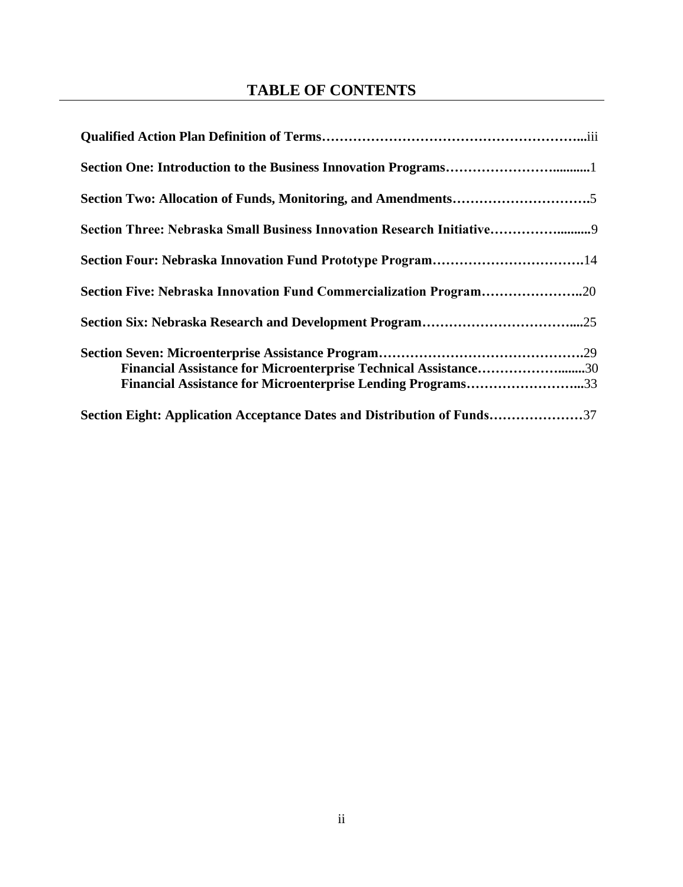# TABLE OF CONTENTS

**Qualified Action Plan Definition of Terms……………………………………………………...**iii

**Section One: Introduction to the Business Innovation Programs………………………...........**1

**Section Two: Allocation of Funds, Monitoring, and Amendments………………………….**5

**Section Three: Nebraska Small Business Innovation Research Initiative……………..........**9

**Section Four: Nebraska Innovation Fund Prototype Program…………………………….**14

**Section Five: Nebraska Innovation Fund Commercialization Program…………………..**20

**Section Six: Nebraska Research and Development Program……………………………....**25

**Section Seven: Microenterprise Assistance Program……………………………………….**29

- **Financial Assistance for Microenterprise Technical Assistance……………….........**30
- **Financial Assistance for Microenterprise Lending Programs……………………...**33

**Section Eight: Application Acceptance Dates and Distribution of Funds…………………**37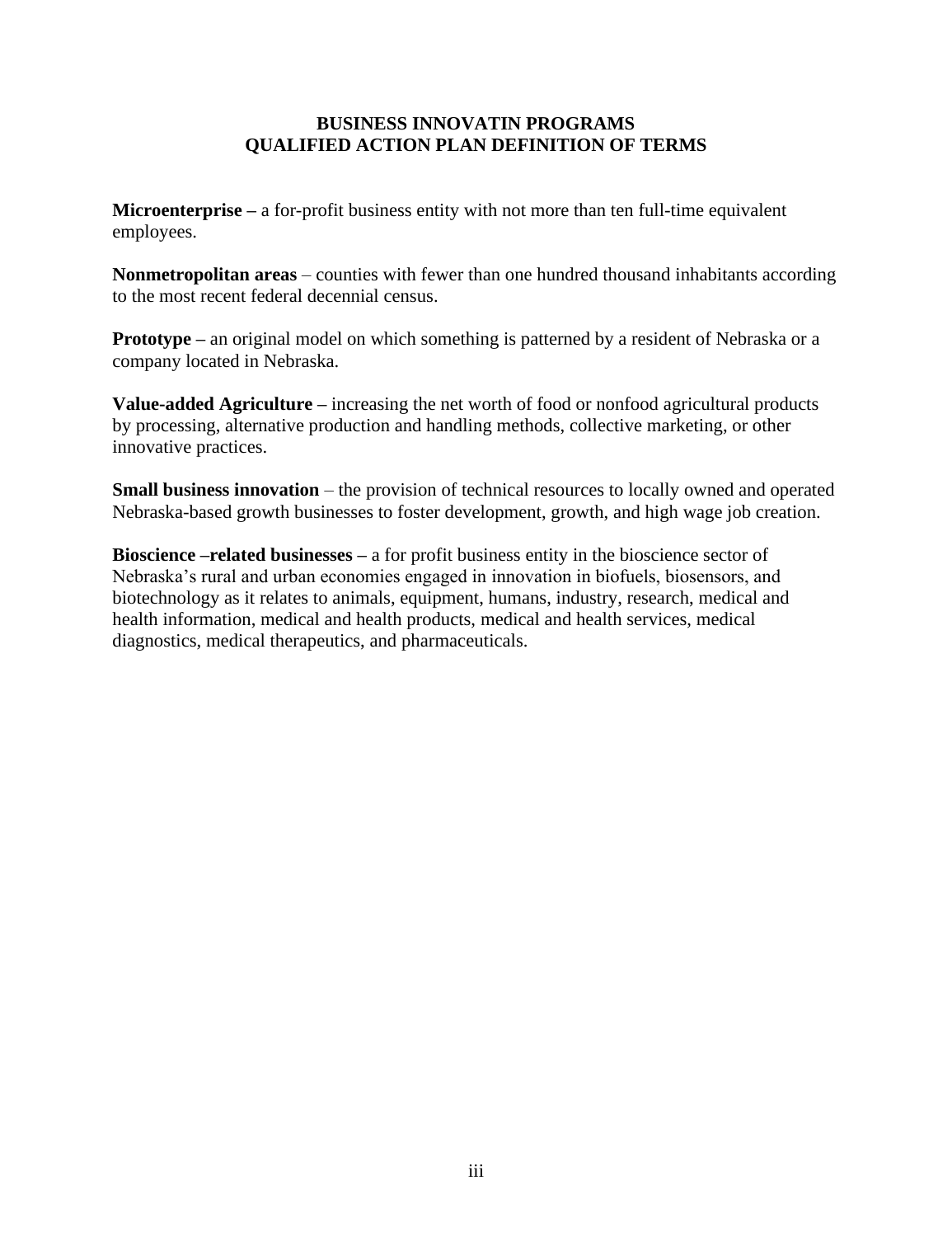## BUSINESS INNOVATIN PROGRAMS
## QUALIFIED ACTION PLAN DEFINITION OF TERMS

**Microenterprise –** a for-profit business entity with not more than ten full-time equivalent employees.

**Nonmetropolitan areas** – counties with fewer than one hundred thousand inhabitants according to the most recent federal decennial census.

**Prototype –** an original model on which something is patterned by a resident of Nebraska or a company located in Nebraska.

**Value-added Agriculture –** increasing the net worth of food or nonfood agricultural products by processing, alternative production and handling methods, collective marketing, or other innovative practices.

**Small business innovation** – the provision of technical resources to locally owned and operated Nebraska-based growth businesses to foster development, growth, and high wage job creation.

**Bioscience –related businesses –** a for profit business entity in the bioscience sector of Nebraska's rural and urban economies engaged in innovation in biofuels, biosensors, and biotechnology as it relates to animals, equipment, humans, industry, research, medical and health information, medical and health products, medical and health services, medical diagnostics, medical therapeutics, and pharmaceuticals.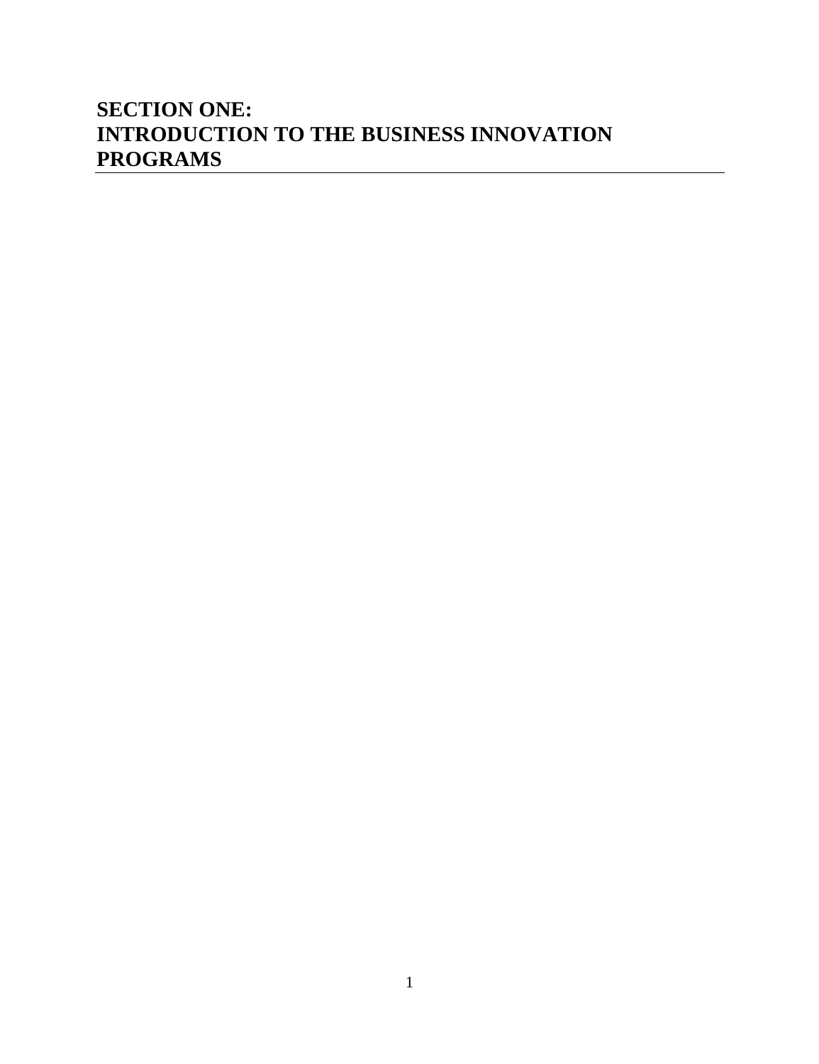# SECTION ONE:
# INTRODUCTION TO THE BUSINESS INNOVATION PROGRAMS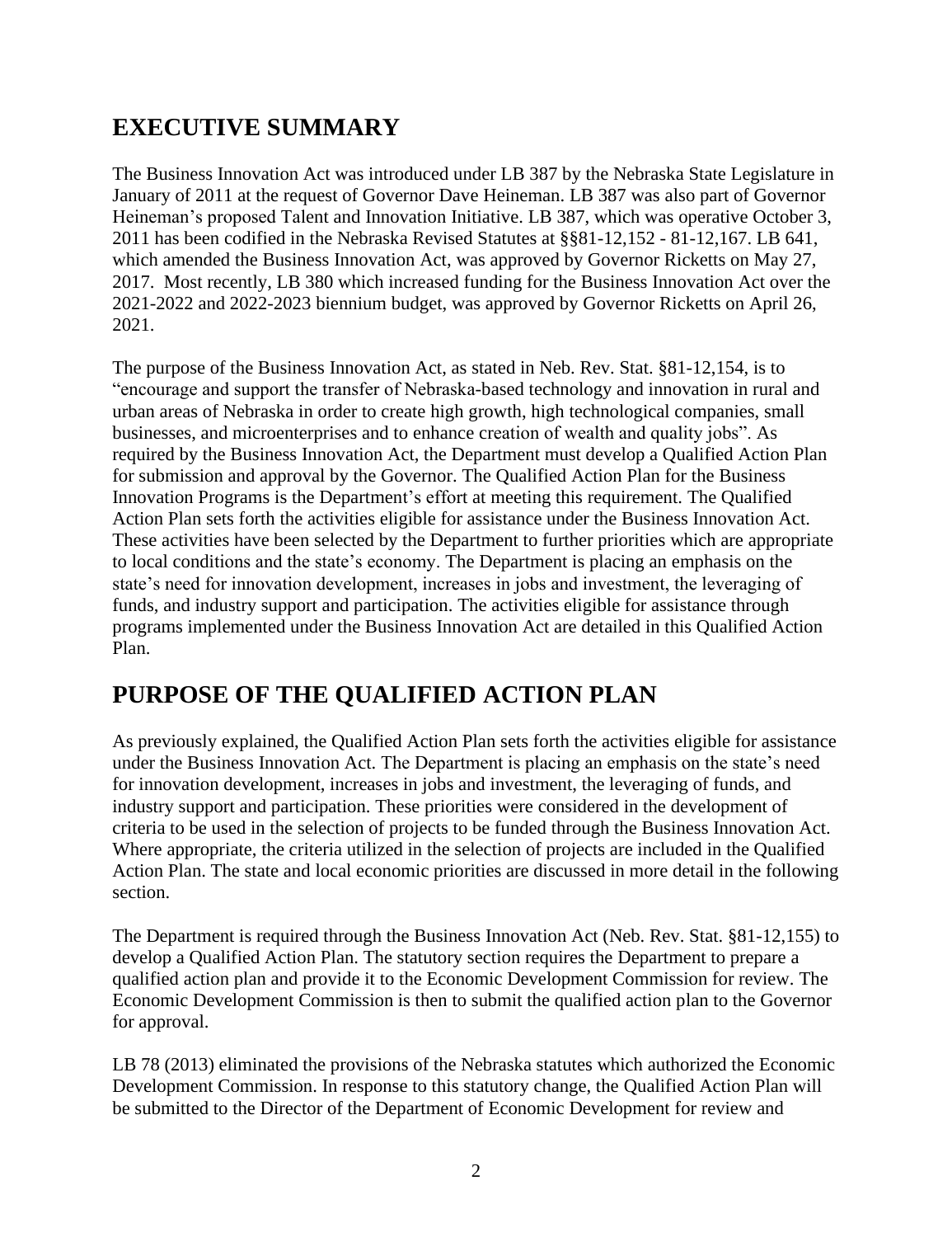## EXECUTIVE SUMMARY

The Business Innovation Act was introduced under LB 387 by the Nebraska State Legislature in January of 2011 at the request of Governor Dave Heineman. LB 387 was also part of Governor Heineman's proposed Talent and Innovation Initiative. LB 387, which was operative October 3, 2011 has been codified in the Nebraska Revised Statutes at §§81-12,152 - 81-12,167. LB 641, which amended the Business Innovation Act, was approved by Governor Ricketts on May 27, 2017. Most recently, LB 380 which increased funding for the Business Innovation Act over the 2021-2022 and 2022-2023 biennium budget, was approved by Governor Ricketts on April 26, 2021.

The purpose of the Business Innovation Act, as stated in Neb. Rev. Stat. §81-12,154, is to "encourage and support the transfer of Nebraska-based technology and innovation in rural and urban areas of Nebraska in order to create high growth, high technological companies, small businesses, and microenterprises and to enhance creation of wealth and quality jobs". As required by the Business Innovation Act, the Department must develop a Qualified Action Plan for submission and approval by the Governor. The Qualified Action Plan for the Business Innovation Programs is the Department's effort at meeting this requirement. The Qualified Action Plan sets forth the activities eligible for assistance under the Business Innovation Act. These activities have been selected by the Department to further priorities which are appropriate to local conditions and the state's economy. The Department is placing an emphasis on the state's need for innovation development, increases in jobs and investment, the leveraging of funds, and industry support and participation. The activities eligible for assistance through programs implemented under the Business Innovation Act are detailed in this Qualified Action Plan.

## PURPOSE OF THE QUALIFIED ACTION PLAN

As previously explained, the Qualified Action Plan sets forth the activities eligible for assistance under the Business Innovation Act. The Department is placing an emphasis on the state's need for innovation development, increases in jobs and investment, the leveraging of funds, and industry support and participation. These priorities were considered in the development of criteria to be used in the selection of projects to be funded through the Business Innovation Act. Where appropriate, the criteria utilized in the selection of projects are included in the Qualified Action Plan. The state and local economic priorities are discussed in more detail in the following section.

The Department is required through the Business Innovation Act (Neb. Rev. Stat. §81-12,155) to develop a Qualified Action Plan. The statutory section requires the Department to prepare a qualified action plan and provide it to the Economic Development Commission for review. The Economic Development Commission is then to submit the qualified action plan to the Governor for approval.

LB 78 (2013) eliminated the provisions of the Nebraska statutes which authorized the Economic Development Commission. In response to this statutory change, the Qualified Action Plan will be submitted to the Director of the Department of Economic Development for review and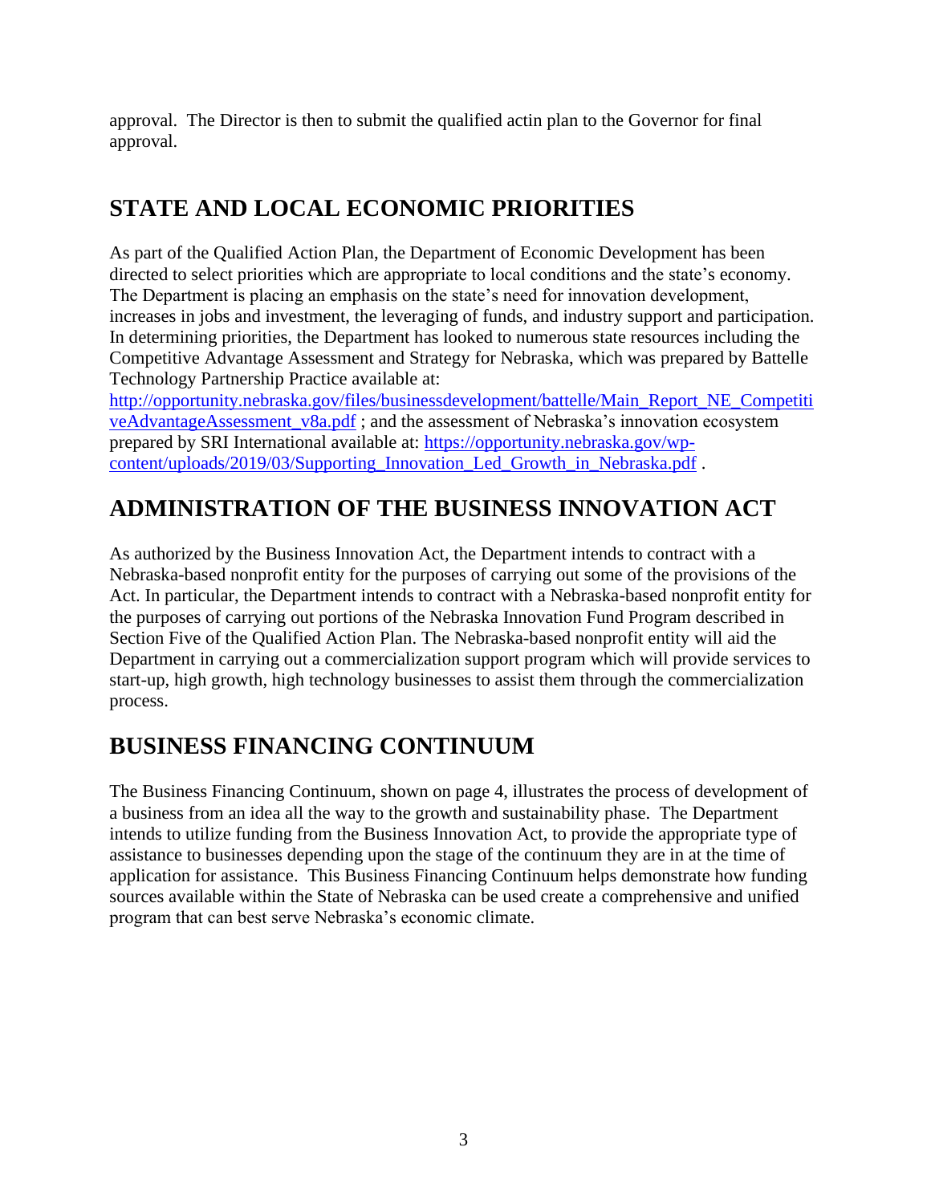approval. The Director is then to submit the qualified actin plan to the Governor for final approval.

## STATE AND LOCAL ECONOMIC PRIORITIES

As part of the Qualified Action Plan, the Department of Economic Development has been directed to select priorities which are appropriate to local conditions and the state's economy. The Department is placing an emphasis on the state's need for innovation development, increases in jobs and investment, the leveraging of funds, and industry support and participation. In determining priorities, the Department has looked to numerous state resources including the Competitive Advantage Assessment and Strategy for Nebraska, which was prepared by Battelle Technology Partnership Practice available at: [http://opportunity.nebraska.gov/files/businessdevelopment/battelle/Main_Report_NE_CompetitiveAdvantageAssessment_v8a.pdf](http://opportunity.nebraska.gov/files/businessdevelopment/battelle/Main_Report_NE_CompetitiveAdvantageAssessment_v8a.pdf) ; and the assessment of Nebraska's innovation ecosystem prepared by SRI International available at: [https://opportunity.nebraska.gov/wp-content/uploads/2019/03/Supporting_Innovation_Led_Growth_in_Nebraska.pdf](https://opportunity.nebraska.gov/wp-content/uploads/2019/03/Supporting_Innovation_Led_Growth_in_Nebraska.pdf) .

## ADMINISTRATION OF THE BUSINESS INNOVATION ACT

As authorized by the Business Innovation Act, the Department intends to contract with a Nebraska-based nonprofit entity for the purposes of carrying out some of the provisions of the Act. In particular, the Department intends to contract with a Nebraska-based nonprofit entity for the purposes of carrying out portions of the Nebraska Innovation Fund Program described in Section Five of the Qualified Action Plan. The Nebraska-based nonprofit entity will aid the Department in carrying out a commercialization support program which will provide services to start-up, high growth, high technology businesses to assist them through the commercialization process.

## BUSINESS FINANCING CONTINUUM

The Business Financing Continuum, shown on page 4, illustrates the process of development of a business from an idea all the way to the growth and sustainability phase. The Department intends to utilize funding from the Business Innovation Act, to provide the appropriate type of assistance to businesses depending upon the stage of the continuum they are in at the time of application for assistance. This Business Financing Continuum helps demonstrate how funding sources available within the State of Nebraska can be used create a comprehensive and unified program that can best serve Nebraska's economic climate.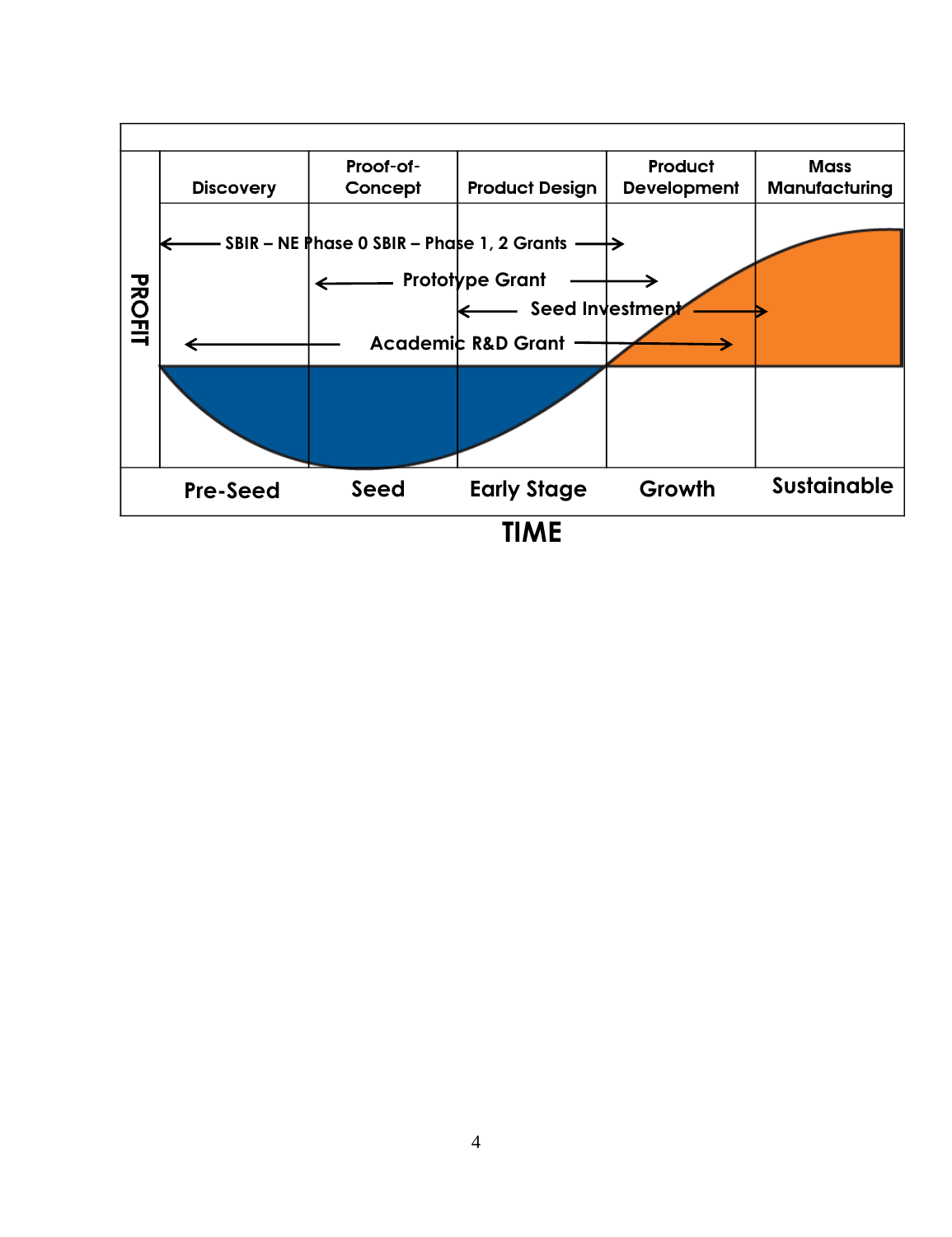| | Discovery | Proof-of-Concept | Product Design | Product Development | Mass Manufacturing |
|---|---|---|---|---|---|
| | ← SBIR – NE Phase 0 SBIR – Phase 1, 2 Grants → | | | | |
| | | ← Prototype Grant → | | | |
| | | | ← Seed Investment → | | |
| PROFIT | ← Academic R&D Grant → | | | | |
| | Pre-Seed | Seed | Early Stage | Growth | Sustainable |

TIME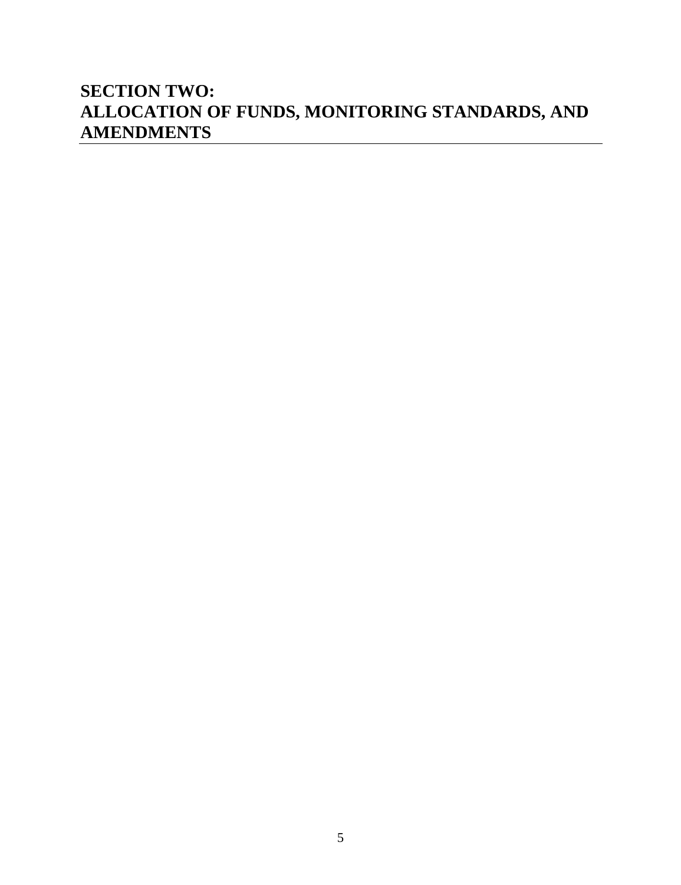# SECTION TWO: ALLOCATION OF FUNDS, MONITORING STANDARDS, AND AMENDMENTS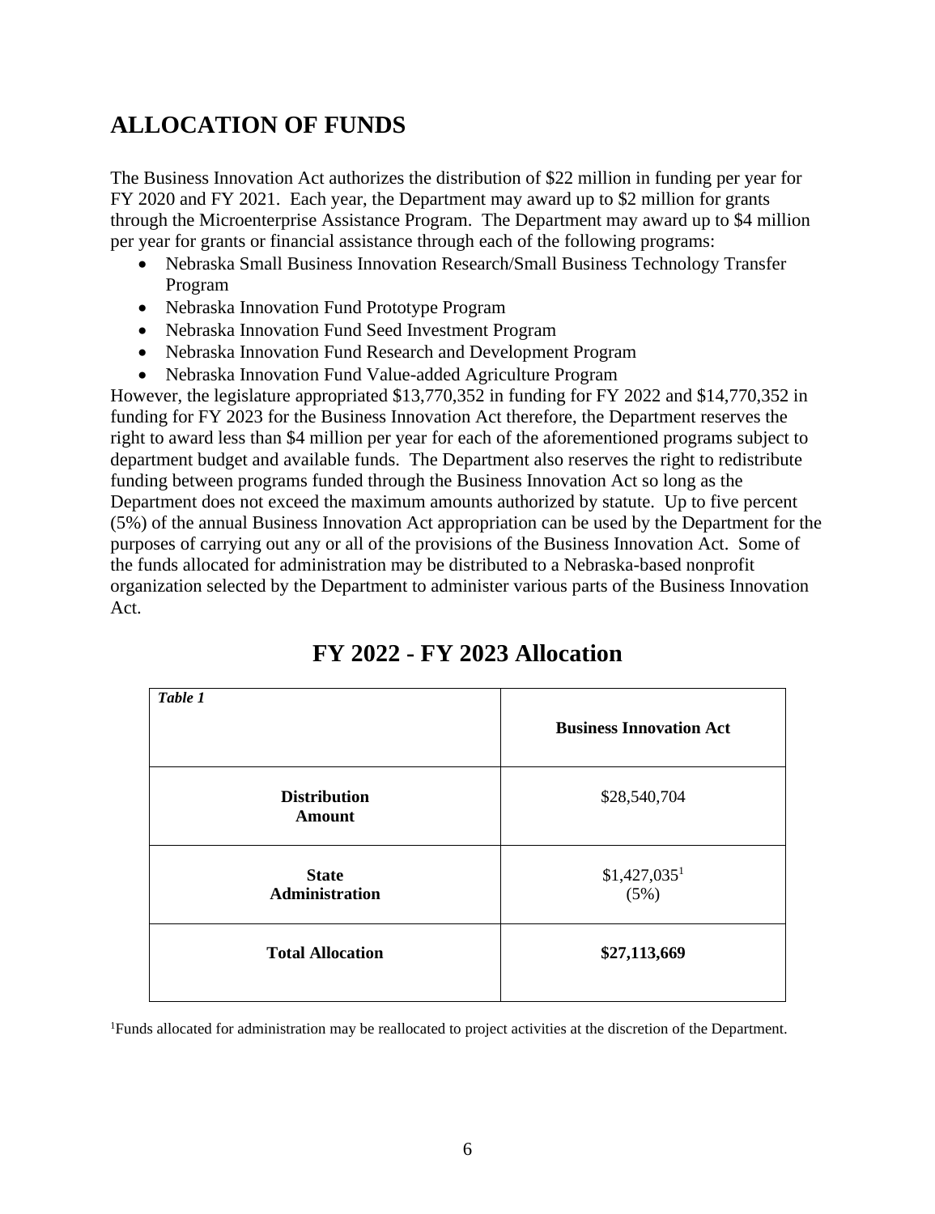## ALLOCATION OF FUNDS

The Business Innovation Act authorizes the distribution of $22 million in funding per year for FY 2020 and FY 2021. Each year, the Department may award up to $2 million for grants through the Microenterprise Assistance Program. The Department may award up to $4 million per year for grants or financial assistance through each of the following programs:

- Nebraska Small Business Innovation Research/Small Business Technology Transfer Program
- Nebraska Innovation Fund Prototype Program
- Nebraska Innovation Fund Seed Investment Program
- Nebraska Innovation Fund Research and Development Program
- Nebraska Innovation Fund Value-added Agriculture Program

However, the legislature appropriated $13,770,352 in funding for FY 2022 and $14,770,352 in funding for FY 2023 for the Business Innovation Act therefore, the Department reserves the right to award less than $4 million per year for each of the aforementioned programs subject to department budget and available funds. The Department also reserves the right to redistribute funding between programs funded through the Business Innovation Act so long as the Department does not exceed the maximum amounts authorized by statute. Up to five percent (5%) of the annual Business Innovation Act appropriation can be used by the Department for the purposes of carrying out any or all of the provisions of the Business Innovation Act. Some of the funds allocated for administration may be distributed to a Nebraska-based nonprofit organization selected by the Department to administer various parts of the Business Innovation Act.

## FY 2022 - FY 2023 Allocation

| *Table 1* | **Business Innovation Act** |
|---|---|
| **Distribution Amount** | $28,540,704 |
| **State Administration** | $1,427,035[1] (5%) |
| **Total Allocation** | **$27,113,669** |

[1]Funds allocated for administration may be reallocated to project activities at the discretion of the Department.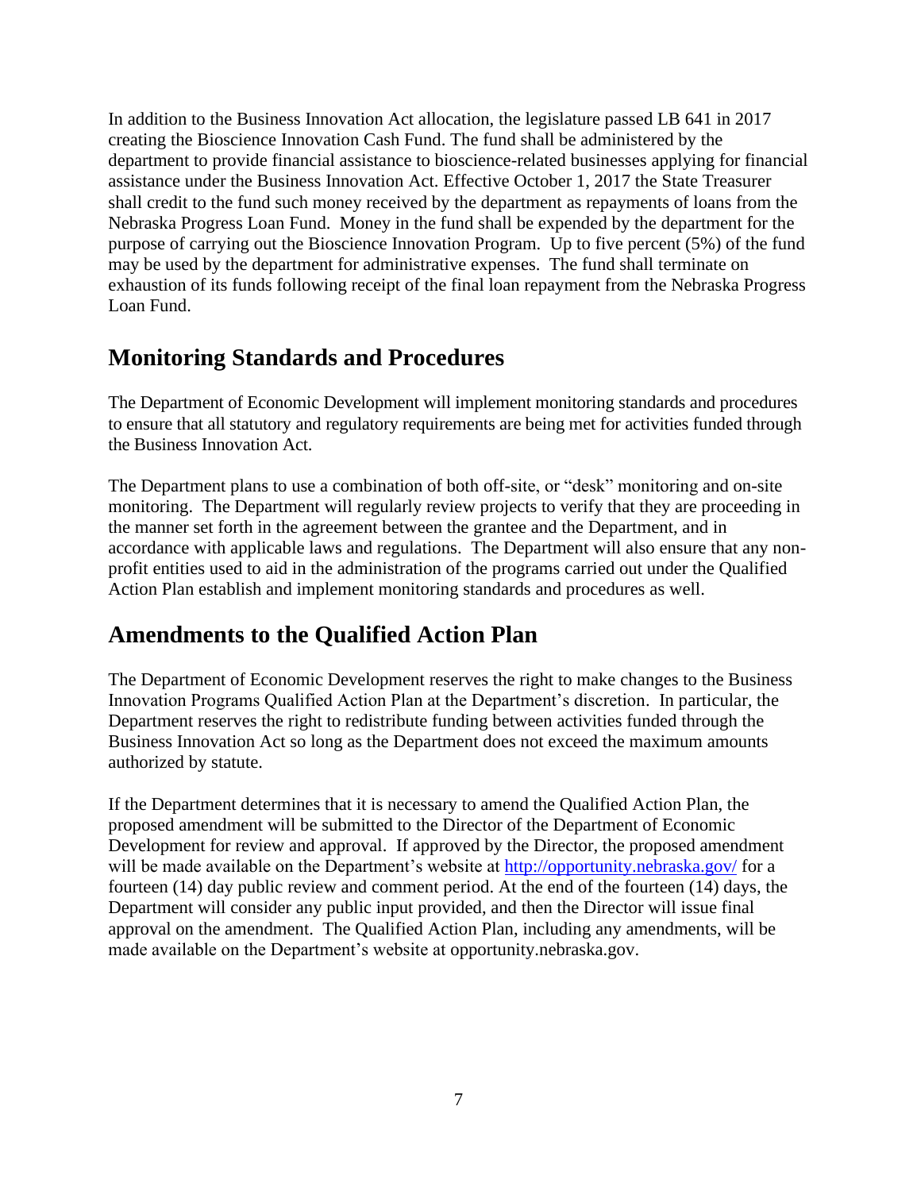In addition to the Business Innovation Act allocation, the legislature passed LB 641 in 2017 creating the Bioscience Innovation Cash Fund. The fund shall be administered by the department to provide financial assistance to bioscience-related businesses applying for financial assistance under the Business Innovation Act. Effective October 1, 2017 the State Treasurer shall credit to the fund such money received by the department as repayments of loans from the Nebraska Progress Loan Fund. Money in the fund shall be expended by the department for the purpose of carrying out the Bioscience Innovation Program. Up to five percent (5%) of the fund may be used by the department for administrative expenses. The fund shall terminate on exhaustion of its funds following receipt of the final loan repayment from the Nebraska Progress Loan Fund.

## Monitoring Standards and Procedures

The Department of Economic Development will implement monitoring standards and procedures to ensure that all statutory and regulatory requirements are being met for activities funded through the Business Innovation Act.

The Department plans to use a combination of both off-site, or "desk" monitoring and on-site monitoring. The Department will regularly review projects to verify that they are proceeding in the manner set forth in the agreement between the grantee and the Department, and in accordance with applicable laws and regulations. The Department will also ensure that any non-profit entities used to aid in the administration of the programs carried out under the Qualified Action Plan establish and implement monitoring standards and procedures as well.

## Amendments to the Qualified Action Plan

The Department of Economic Development reserves the right to make changes to the Business Innovation Programs Qualified Action Plan at the Department's discretion. In particular, the Department reserves the right to redistribute funding between activities funded through the Business Innovation Act so long as the Department does not exceed the maximum amounts authorized by statute.

If the Department determines that it is necessary to amend the Qualified Action Plan, the proposed amendment will be submitted to the Director of the Department of Economic Development for review and approval. If approved by the Director, the proposed amendment will be made available on the Department's website at [http://opportunity.nebraska.gov/](http://opportunity.nebraska.gov/) for a fourteen (14) day public review and comment period. At the end of the fourteen (14) days, the Department will consider any public input provided, and then the Director will issue final approval on the amendment. The Qualified Action Plan, including any amendments, will be made available on the Department's website at opportunity.nebraska.gov.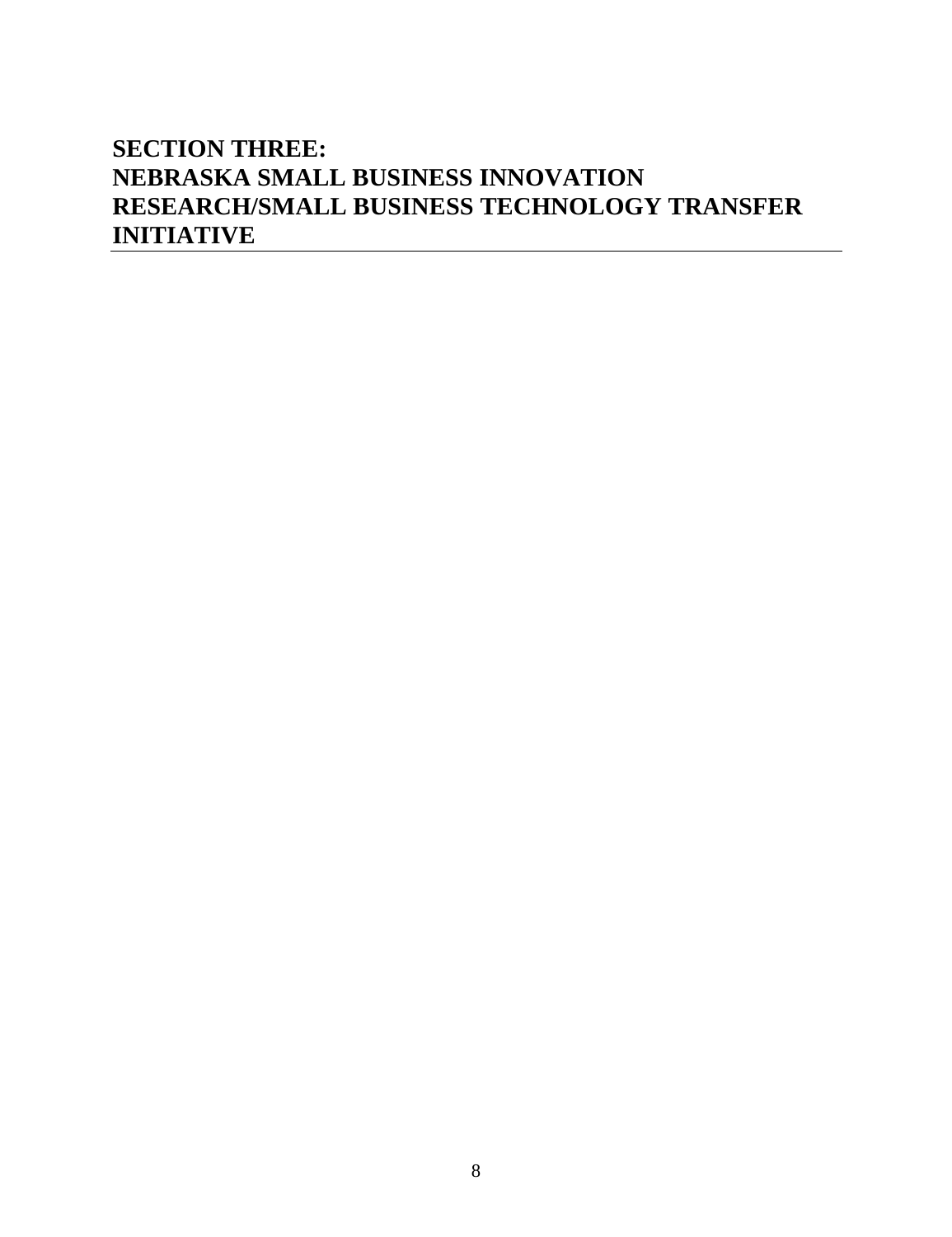# SECTION THREE: NEBRASKA SMALL BUSINESS INNOVATION RESEARCH/SMALL BUSINESS TECHNOLOGY TRANSFER INITIATIVE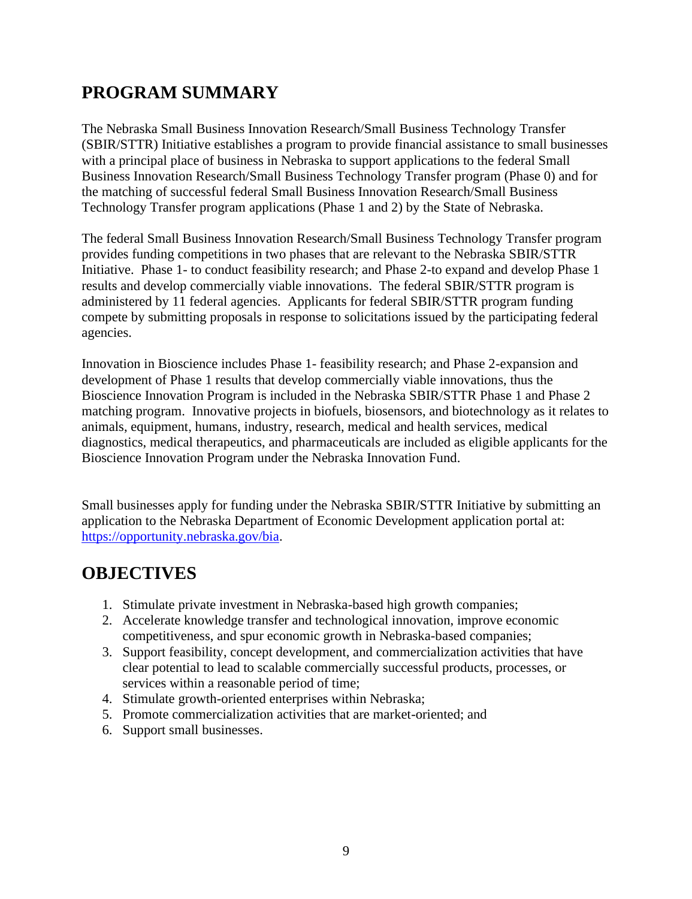## PROGRAM SUMMARY

The Nebraska Small Business Innovation Research/Small Business Technology Transfer (SBIR/STTR) Initiative establishes a program to provide financial assistance to small businesses with a principal place of business in Nebraska to support applications to the federal Small Business Innovation Research/Small Business Technology Transfer program (Phase 0) and for the matching of successful federal Small Business Innovation Research/Small Business Technology Transfer program applications (Phase 1 and 2) by the State of Nebraska.

The federal Small Business Innovation Research/Small Business Technology Transfer program provides funding competitions in two phases that are relevant to the Nebraska SBIR/STTR Initiative. Phase 1- to conduct feasibility research; and Phase 2-to expand and develop Phase 1 results and develop commercially viable innovations. The federal SBIR/STTR program is administered by 11 federal agencies. Applicants for federal SBIR/STTR program funding compete by submitting proposals in response to solicitations issued by the participating federal agencies.

Innovation in Bioscience includes Phase 1- feasibility research; and Phase 2-expansion and development of Phase 1 results that develop commercially viable innovations, thus the Bioscience Innovation Program is included in the Nebraska SBIR/STTR Phase 1 and Phase 2 matching program. Innovative projects in biofuels, biosensors, and biotechnology as it relates to animals, equipment, humans, industry, research, medical and health services, medical diagnostics, medical therapeutics, and pharmaceuticals are included as eligible applicants for the Bioscience Innovation Program under the Nebraska Innovation Fund.

Small businesses apply for funding under the Nebraska SBIR/STTR Initiative by submitting an application to the Nebraska Department of Economic Development application portal at: [https://opportunity.nebraska.gov/bia](https://opportunity.nebraska.gov/bia).

## OBJECTIVES

1. Stimulate private investment in Nebraska-based high growth companies;
2. Accelerate knowledge transfer and technological innovation, improve economic competitiveness, and spur economic growth in Nebraska-based companies;
3. Support feasibility, concept development, and commercialization activities that have clear potential to lead to scalable commercially successful products, processes, or services within a reasonable period of time;
4. Stimulate growth-oriented enterprises within Nebraska;
5. Promote commercialization activities that are market-oriented; and
6. Support small businesses.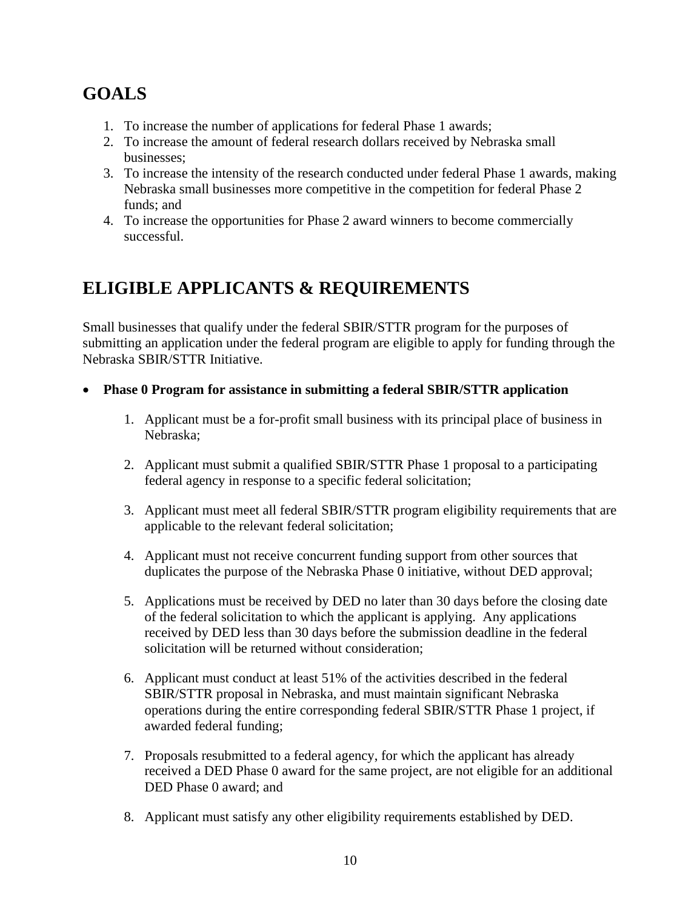## GOALS

1. To increase the number of applications for federal Phase 1 awards;
2. To increase the amount of federal research dollars received by Nebraska small businesses;
3. To increase the intensity of the research conducted under federal Phase 1 awards, making Nebraska small businesses more competitive in the competition for federal Phase 2 funds; and
4. To increase the opportunities for Phase 2 award winners to become commercially successful.

## ELIGIBLE APPLICANTS & REQUIREMENTS

Small businesses that qualify under the federal SBIR/STTR program for the purposes of submitting an application under the federal program are eligible to apply for funding through the Nebraska SBIR/STTR Initiative.

- **Phase 0 Program for assistance in submitting a federal SBIR/STTR application**

    1. Applicant must be a for-profit small business with its principal place of business in Nebraska;

    2. Applicant must submit a qualified SBIR/STTR Phase 1 proposal to a participating federal agency in response to a specific federal solicitation;

    3. Applicant must meet all federal SBIR/STTR program eligibility requirements that are applicable to the relevant federal solicitation;

    4. Applicant must not receive concurrent funding support from other sources that duplicates the purpose of the Nebraska Phase 0 initiative, without DED approval;

    5. Applications must be received by DED no later than 30 days before the closing date of the federal solicitation to which the applicant is applying. Any applications received by DED less than 30 days before the submission deadline in the federal solicitation will be returned without consideration;

    6. Applicant must conduct at least 51% of the activities described in the federal SBIR/STTR proposal in Nebraska, and must maintain significant Nebraska operations during the entire corresponding federal SBIR/STTR Phase 1 project, if awarded federal funding;

    7. Proposals resubmitted to a federal agency, for which the applicant has already received a DED Phase 0 award for the same project, are not eligible for an additional DED Phase 0 award; and

    8. Applicant must satisfy any other eligibility requirements established by DED.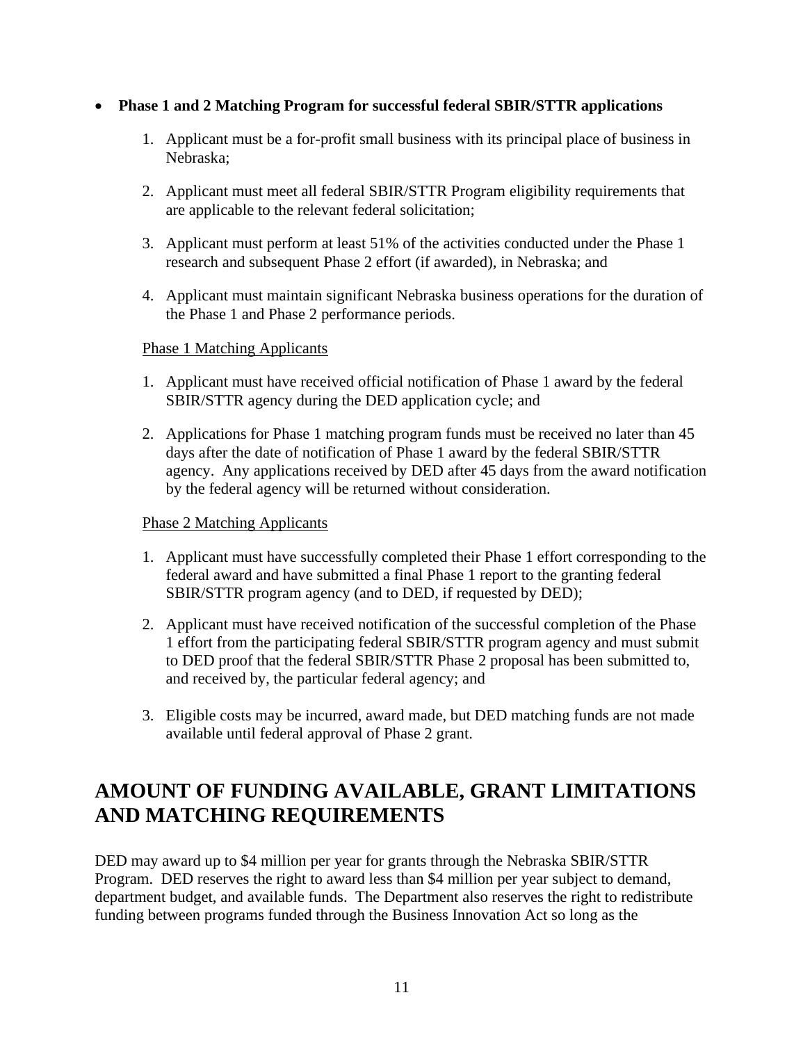- **Phase 1 and 2 Matching Program for successful federal SBIR/STTR applications**

  1. Applicant must be a for-profit small business with its principal place of business in Nebraska;

  2. Applicant must meet all federal SBIR/STTR Program eligibility requirements that are applicable to the relevant federal solicitation;

  3. Applicant must perform at least 51% of the activities conducted under the Phase 1 research and subsequent Phase 2 effort (if awarded), in Nebraska; and

  4. Applicant must maintain significant Nebraska business operations for the duration of the Phase 1 and Phase 2 performance periods.

  <u>Phase 1 Matching Applicants</u>

  1. Applicant must have received official notification of Phase 1 award by the federal SBIR/STTR agency during the DED application cycle; and

  2. Applications for Phase 1 matching program funds must be received no later than 45 days after the date of notification of Phase 1 award by the federal SBIR/STTR agency. Any applications received by DED after 45 days from the award notification by the federal agency will be returned without consideration.

  <u>Phase 2 Matching Applicants</u>

  1. Applicant must have successfully completed their Phase 1 effort corresponding to the federal award and have submitted a final Phase 1 report to the granting federal SBIR/STTR program agency (and to DED, if requested by DED);

  2. Applicant must have received notification of the successful completion of the Phase 1 effort from the participating federal SBIR/STTR program agency and must submit to DED proof that the federal SBIR/STTR Phase 2 proposal has been submitted to, and received by, the particular federal agency; and

  3. Eligible costs may be incurred, award made, but DED matching funds are not made available until federal approval of Phase 2 grant.

## AMOUNT OF FUNDING AVAILABLE, GRANT LIMITATIONS AND MATCHING REQUIREMENTS

DED may award up to $4 million per year for grants through the Nebraska SBIR/STTR Program. DED reserves the right to award less than $4 million per year subject to demand, department budget, and available funds. The Department also reserves the right to redistribute funding between programs funded through the Business Innovation Act so long as the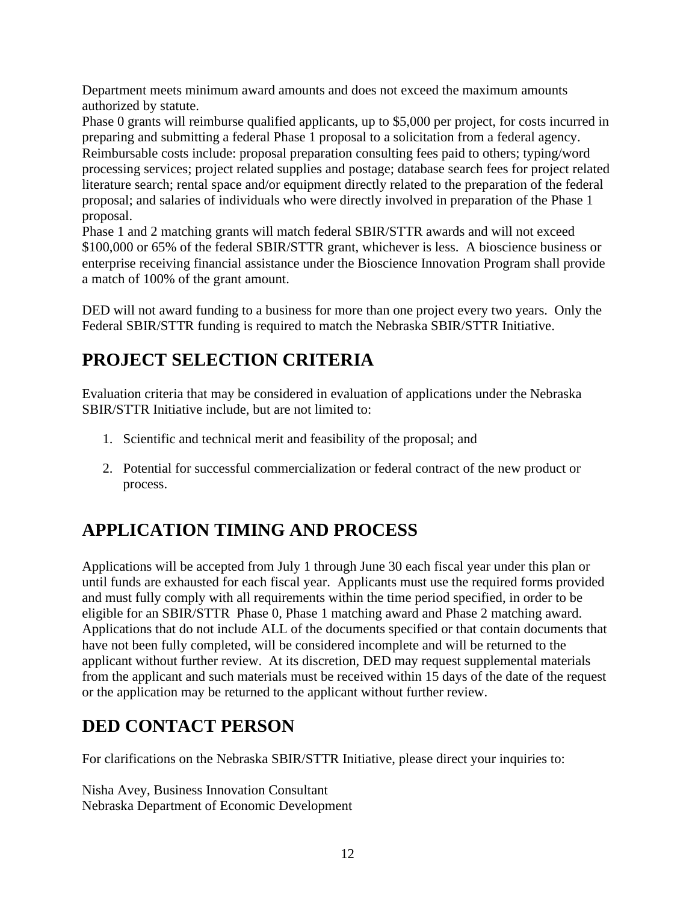Department meets minimum award amounts and does not exceed the maximum amounts authorized by statute.

Phase 0 grants will reimburse qualified applicants, up to $5,000 per project, for costs incurred in preparing and submitting a federal Phase 1 proposal to a solicitation from a federal agency. Reimbursable costs include: proposal preparation consulting fees paid to others; typing/word processing services; project related supplies and postage; database search fees for project related literature search; rental space and/or equipment directly related to the preparation of the federal proposal; and salaries of individuals who were directly involved in preparation of the Phase 1 proposal.

Phase 1 and 2 matching grants will match federal SBIR/STTR awards and will not exceed $100,000 or 65% of the federal SBIR/STTR grant, whichever is less. A bioscience business or enterprise receiving financial assistance under the Bioscience Innovation Program shall provide a match of 100% of the grant amount.

DED will not award funding to a business for more than one project every two years. Only the Federal SBIR/STTR funding is required to match the Nebraska SBIR/STTR Initiative.

## PROJECT SELECTION CRITERIA

Evaluation criteria that may be considered in evaluation of applications under the Nebraska SBIR/STTR Initiative include, but are not limited to:

1. Scientific and technical merit and feasibility of the proposal; and
2. Potential for successful commercialization or federal contract of the new product or process.

## APPLICATION TIMING AND PROCESS

Applications will be accepted from July 1 through June 30 each fiscal year under this plan or until funds are exhausted for each fiscal year. Applicants must use the required forms provided and must fully comply with all requirements within the time period specified, in order to be eligible for an SBIR/STTR Phase 0, Phase 1 matching award and Phase 2 matching award. Applications that do not include ALL of the documents specified or that contain documents that have not been fully completed, will be considered incomplete and will be returned to the applicant without further review. At its discretion, DED may request supplemental materials from the applicant and such materials must be received within 15 days of the date of the request or the application may be returned to the applicant without further review.

## DED CONTACT PERSON

For clarifications on the Nebraska SBIR/STTR Initiative, please direct your inquiries to:

Nisha Avey, Business Innovation Consultant
Nebraska Department of Economic Development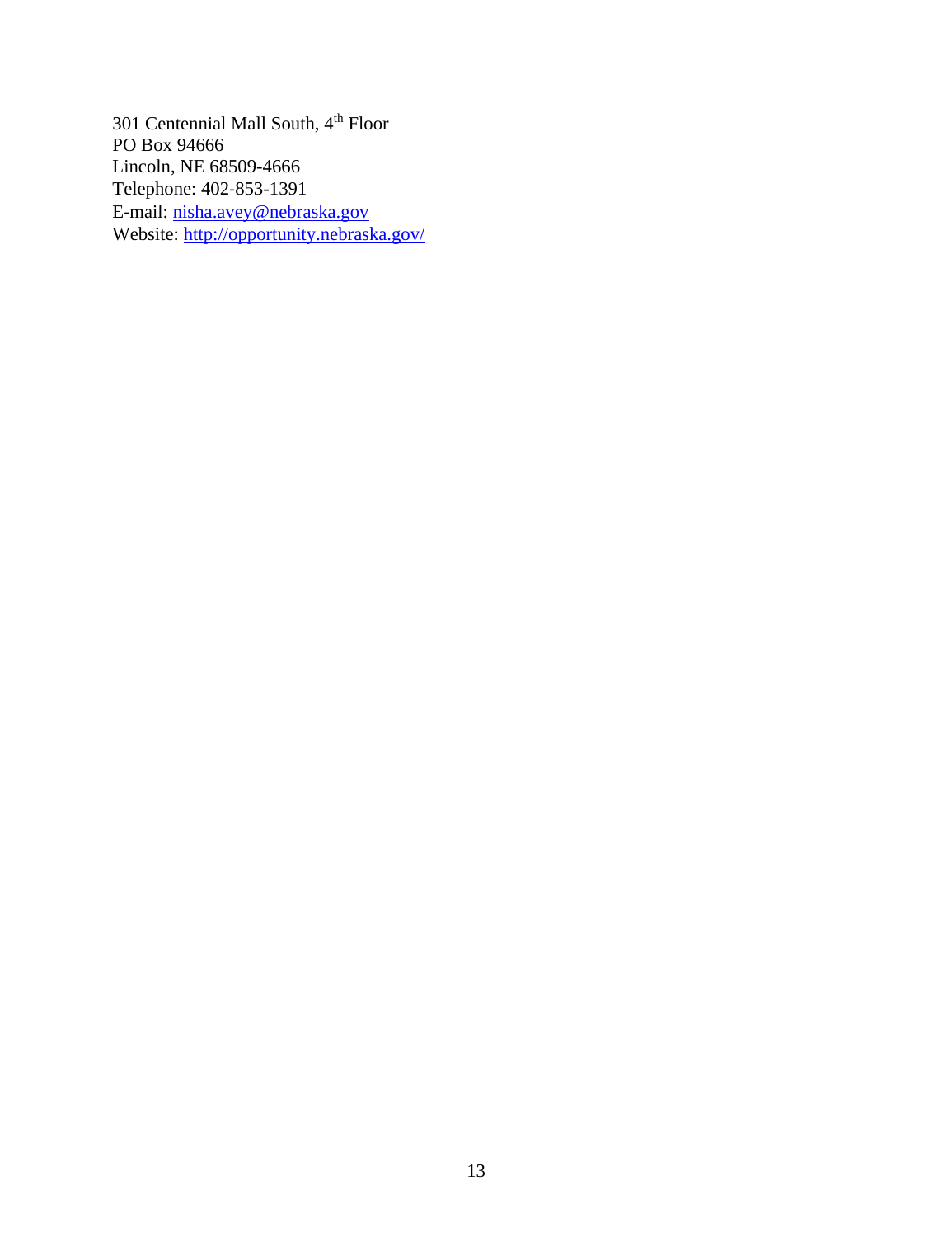301 Centennial Mall South, 4th Floor
PO Box 94666
Lincoln, NE 68509-4666
Telephone: 402-853-1391
E-mail: nisha.avey@nebraska.gov
Website: http://opportunity.nebraska.gov/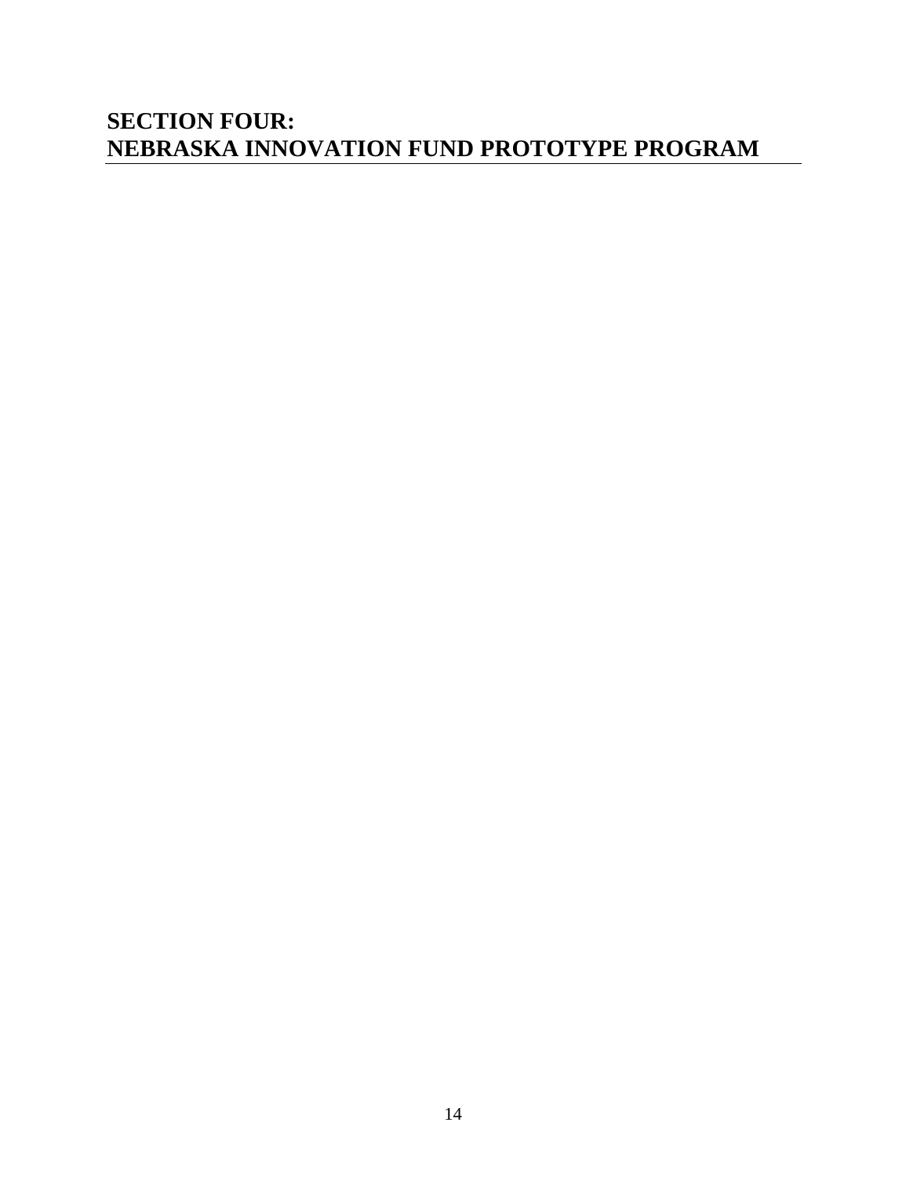# SECTION FOUR: NEBRASKA INNOVATION FUND PROTOTYPE PROGRAM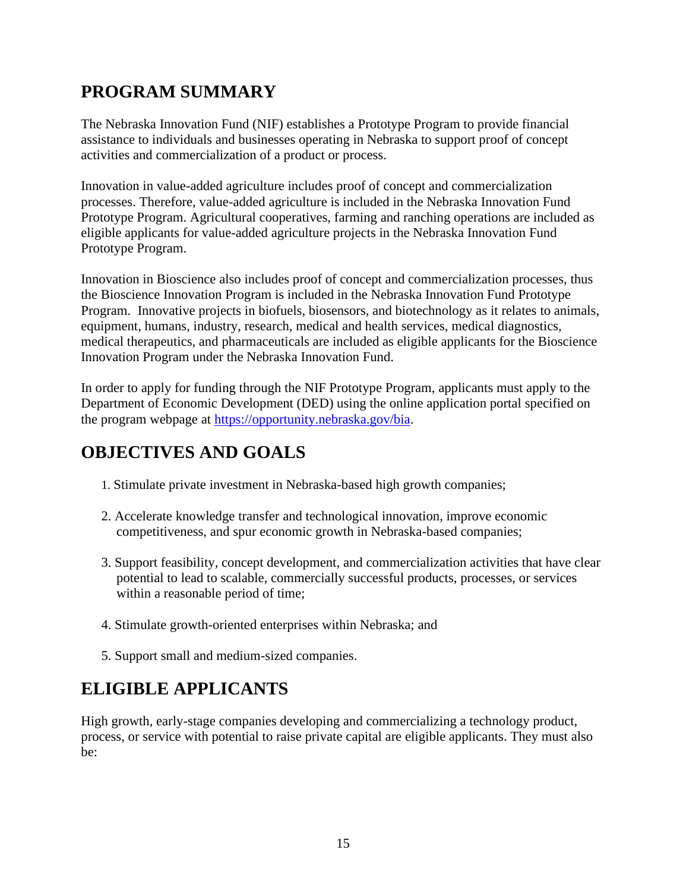## PROGRAM SUMMARY

The Nebraska Innovation Fund (NIF) establishes a Prototype Program to provide financial assistance to individuals and businesses operating in Nebraska to support proof of concept activities and commercialization of a product or process.

Innovation in value-added agriculture includes proof of concept and commercialization processes. Therefore, value-added agriculture is included in the Nebraska Innovation Fund Prototype Program. Agricultural cooperatives, farming and ranching operations are included as eligible applicants for value-added agriculture projects in the Nebraska Innovation Fund Prototype Program.

Innovation in Bioscience also includes proof of concept and commercialization processes, thus the Bioscience Innovation Program is included in the Nebraska Innovation Fund Prototype Program. Innovative projects in biofuels, biosensors, and biotechnology as it relates to animals, equipment, humans, industry, research, medical and health services, medical diagnostics, medical therapeutics, and pharmaceuticals are included as eligible applicants for the Bioscience Innovation Program under the Nebraska Innovation Fund.

In order to apply for funding through the NIF Prototype Program, applicants must apply to the Department of Economic Development (DED) using the online application portal specified on the program webpage at [https://opportunity.nebraska.gov/bia](https://opportunity.nebraska.gov/bia).

## OBJECTIVES AND GOALS

1. Stimulate private investment in Nebraska-based high growth companies;

2. Accelerate knowledge transfer and technological innovation, improve economic competitiveness, and spur economic growth in Nebraska-based companies;

3. Support feasibility, concept development, and commercialization activities that have clear potential to lead to scalable, commercially successful products, processes, or services within a reasonable period of time;

4. Stimulate growth-oriented enterprises within Nebraska; and

5. Support small and medium-sized companies.

## ELIGIBLE APPLICANTS

High growth, early-stage companies developing and commercializing a technology product, process, or service with potential to raise private capital are eligible applicants. They must also be: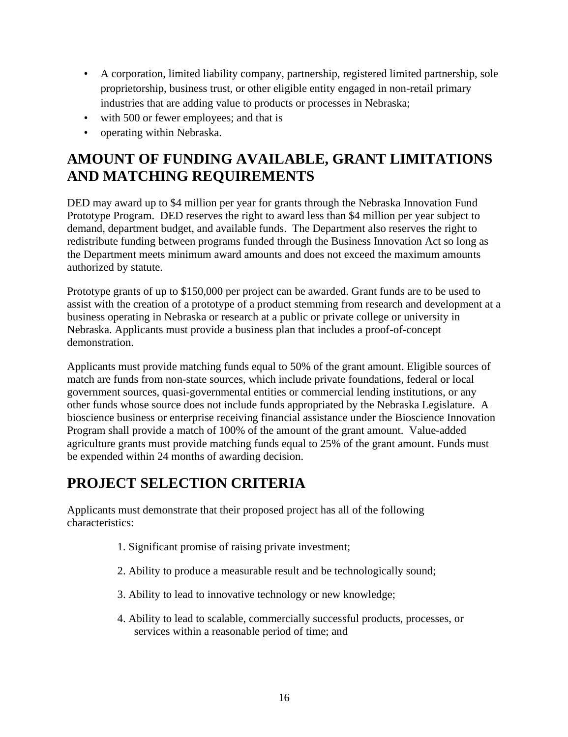- A corporation, limited liability company, partnership, registered limited partnership, sole proprietorship, business trust, or other eligible entity engaged in non-retail primary industries that are adding value to products or processes in Nebraska;
- with 500 or fewer employees; and that is
- operating within Nebraska.

## AMOUNT OF FUNDING AVAILABLE, GRANT LIMITATIONS AND MATCHING REQUIREMENTS

DED may award up to $4 million per year for grants through the Nebraska Innovation Fund Prototype Program. DED reserves the right to award less than $4 million per year subject to demand, department budget, and available funds. The Department also reserves the right to redistribute funding between programs funded through the Business Innovation Act so long as the Department meets minimum award amounts and does not exceed the maximum amounts authorized by statute.

Prototype grants of up to $150,000 per project can be awarded. Grant funds are to be used to assist with the creation of a prototype of a product stemming from research and development at a business operating in Nebraska or research at a public or private college or university in Nebraska. Applicants must provide a business plan that includes a proof-of-concept demonstration.

Applicants must provide matching funds equal to 50% of the grant amount. Eligible sources of match are funds from non-state sources, which include private foundations, federal or local government sources, quasi-governmental entities or commercial lending institutions, or any other funds whose source does not include funds appropriated by the Nebraska Legislature. A bioscience business or enterprise receiving financial assistance under the Bioscience Innovation Program shall provide a match of 100% of the amount of the grant amount. Value-added agriculture grants must provide matching funds equal to 25% of the grant amount. Funds must be expended within 24 months of awarding decision.

## PROJECT SELECTION CRITERIA

Applicants must demonstrate that their proposed project has all of the following characteristics:

1. Significant promise of raising private investment;
2. Ability to produce a measurable result and be technologically sound;
3. Ability to lead to innovative technology or new knowledge;
4. Ability to lead to scalable, commercially successful products, processes, or services within a reasonable period of time; and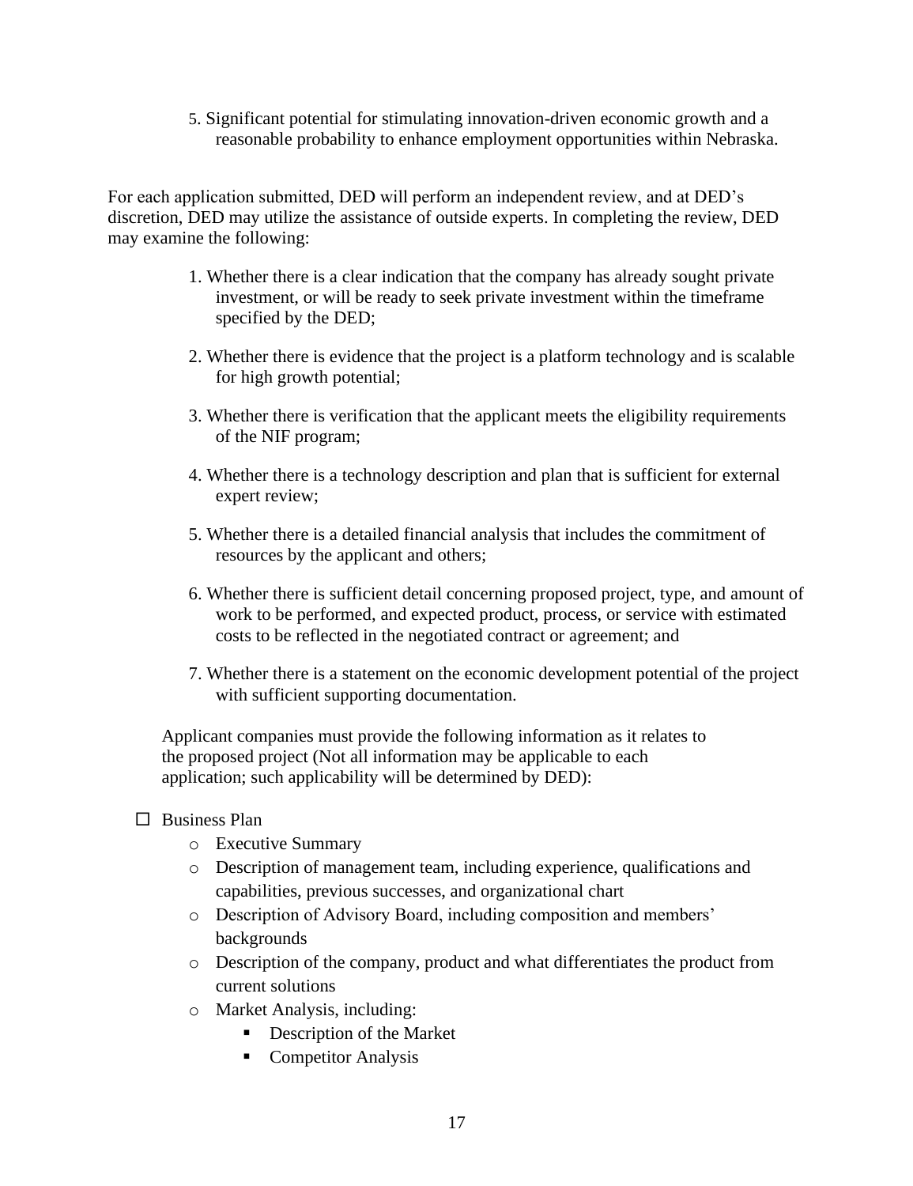5. Significant potential for stimulating innovation-driven economic growth and a reasonable probability to enhance employment opportunities within Nebraska.

For each application submitted, DED will perform an independent review, and at DED's discretion, DED may utilize the assistance of outside experts. In completing the review, DED may examine the following:

1. Whether there is a clear indication that the company has already sought private investment, or will be ready to seek private investment within the timeframe specified by the DED;
2. Whether there is evidence that the project is a platform technology and is scalable for high growth potential;
3. Whether there is verification that the applicant meets the eligibility requirements of the NIF program;
4. Whether there is a technology description and plan that is sufficient for external expert review;
5. Whether there is a detailed financial analysis that includes the commitment of resources by the applicant and others;
6. Whether there is sufficient detail concerning proposed project, type, and amount of work to be performed, and expected product, process, or service with estimated costs to be reflected in the negotiated contract or agreement; and
7. Whether there is a statement on the economic development potential of the project with sufficient supporting documentation.

Applicant companies must provide the following information as it relates to the proposed project (Not all information may be applicable to each application; such applicability will be determined by DED):

- ☐ Business Plan
  - Executive Summary
  - Description of management team, including experience, qualifications and capabilities, previous successes, and organizational chart
  - Description of Advisory Board, including composition and members' backgrounds
  - Description of the company, product and what differentiates the product from current solutions
  - Market Analysis, including:
    - Description of the Market
    - Competitor Analysis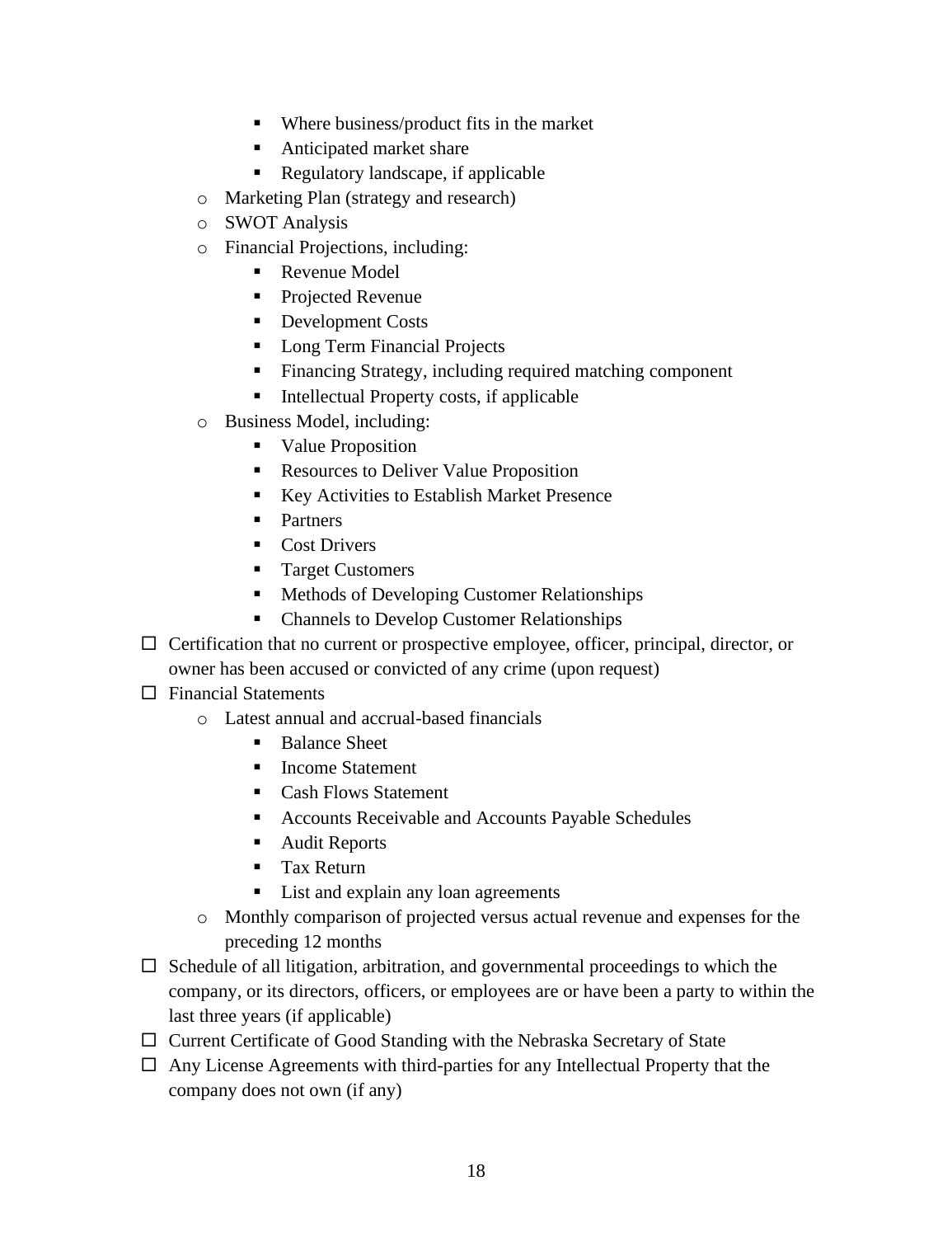- Where business/product fits in the market
        - Anticipated market share
        - Regulatory landscape, if applicable
    - Marketing Plan (strategy and research)
    - SWOT Analysis
    - Financial Projections, including:
        - Revenue Model
        - Projected Revenue
        - Development Costs
        - Long Term Financial Projects
        - Financing Strategy, including required matching component
        - Intellectual Property costs, if applicable
    - Business Model, including:
        - Value Proposition
        - Resources to Deliver Value Proposition
        - Key Activities to Establish Market Presence
        - Partners
        - Cost Drivers
        - Target Customers
        - Methods of Developing Customer Relationships
        - Channels to Develop Customer Relationships
- ☐ Certification that no current or prospective employee, officer, principal, director, or owner has been accused or convicted of any crime (upon request)
- ☐ Financial Statements
    - Latest annual and accrual-based financials
        - Balance Sheet
        - Income Statement
        - Cash Flows Statement
        - Accounts Receivable and Accounts Payable Schedules
        - Audit Reports
        - Tax Return
        - List and explain any loan agreements
    - Monthly comparison of projected versus actual revenue and expenses for the preceding 12 months
- ☐ Schedule of all litigation, arbitration, and governmental proceedings to which the company, or its directors, officers, or employees are or have been a party to within the last three years (if applicable)
- ☐ Current Certificate of Good Standing with the Nebraska Secretary of State
- ☐ Any License Agreements with third-parties for any Intellectual Property that the company does not own (if any)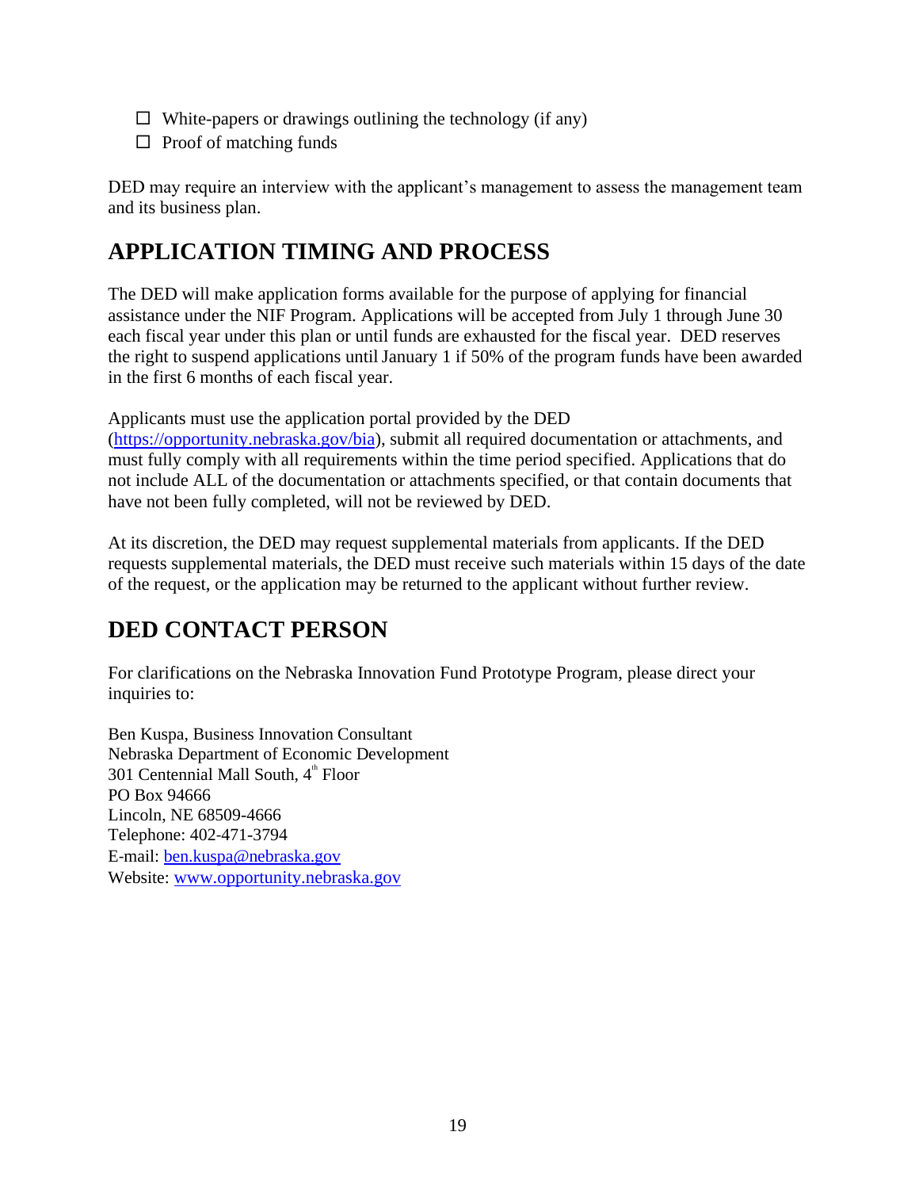- ☐ White-papers or drawings outlining the technology (if any)
- ☐ Proof of matching funds

DED may require an interview with the applicant's management to assess the management team and its business plan.

## APPLICATION TIMING AND PROCESS

The DED will make application forms available for the purpose of applying for financial assistance under the NIF Program. Applications will be accepted from July 1 through June 30 each fiscal year under this plan or until funds are exhausted for the fiscal year. DED reserves the right to suspend applications until January 1 if 50% of the program funds have been awarded in the first 6 months of each fiscal year.

Applicants must use the application portal provided by the DED ([https://opportunity.nebraska.gov/bia](https://opportunity.nebraska.gov/bia)), submit all required documentation or attachments, and must fully comply with all requirements within the time period specified. Applications that do not include ALL of the documentation or attachments specified, or that contain documents that have not been fully completed, will not be reviewed by DED.

At its discretion, the DED may request supplemental materials from applicants. If the DED requests supplemental materials, the DED must receive such materials within 15 days of the date of the request, or the application may be returned to the applicant without further review.

## DED CONTACT PERSON

For clarifications on the Nebraska Innovation Fund Prototype Program, please direct your inquiries to:

Ben Kuspa, Business Innovation Consultant
Nebraska Department of Economic Development
301 Centennial Mall South, 4th Floor
PO Box 94666
Lincoln, NE 68509-4666
Telephone: 402-471-3794
E-mail: [ben.kuspa@nebraska.gov](mailto:ben.kuspa@nebraska.gov)
Website: [www.opportunity.nebraska.gov](http://www.opportunity.nebraska.gov)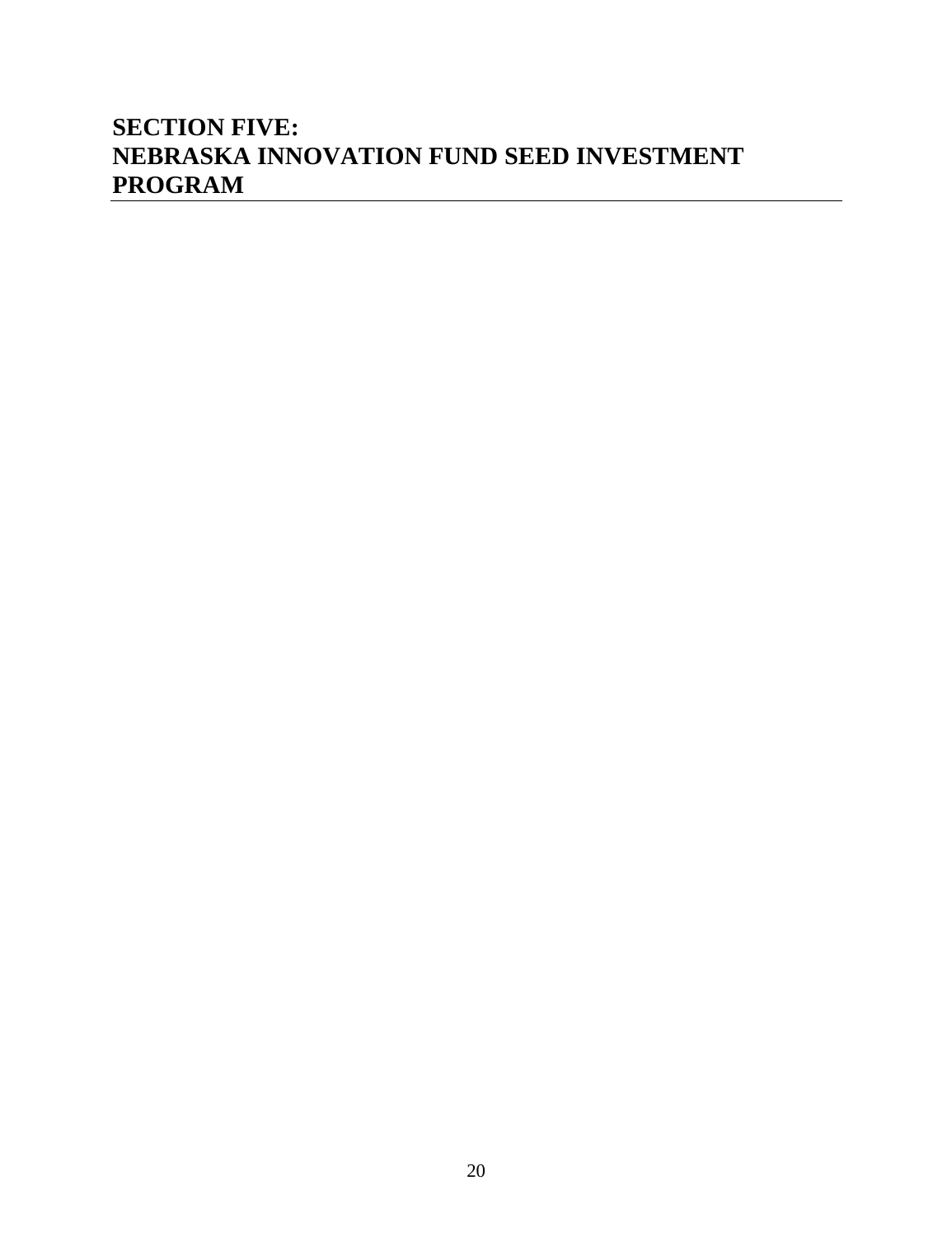# SECTION FIVE: NEBRASKA INNOVATION FUND SEED INVESTMENT PROGRAM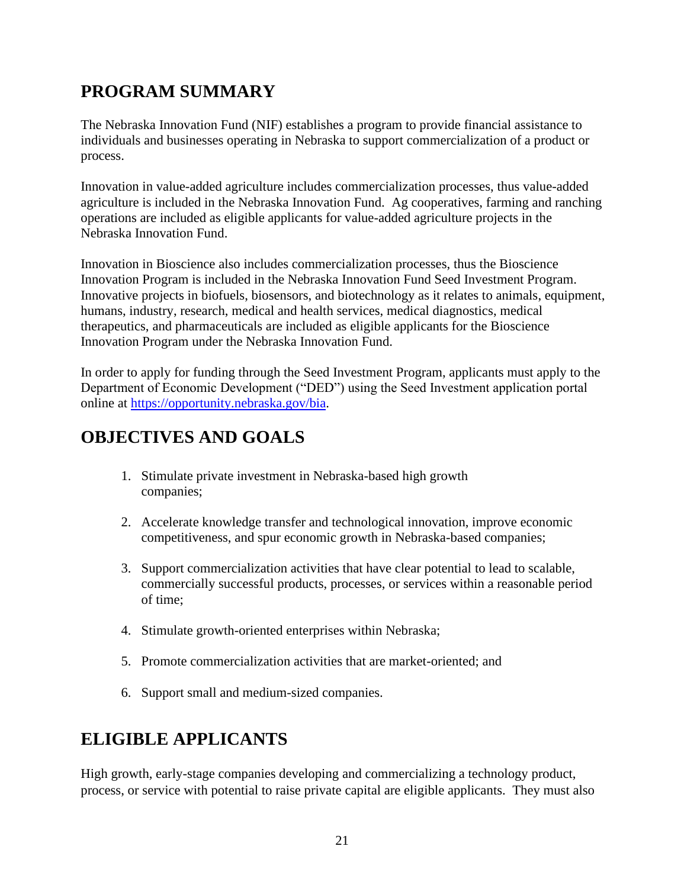## PROGRAM SUMMARY

The Nebraska Innovation Fund (NIF) establishes a program to provide financial assistance to individuals and businesses operating in Nebraska to support commercialization of a product or process.

Innovation in value-added agriculture includes commercialization processes, thus value-added agriculture is included in the Nebraska Innovation Fund. Ag cooperatives, farming and ranching operations are included as eligible applicants for value-added agriculture projects in the Nebraska Innovation Fund.

Innovation in Bioscience also includes commercialization processes, thus the Bioscience Innovation Program is included in the Nebraska Innovation Fund Seed Investment Program. Innovative projects in biofuels, biosensors, and biotechnology as it relates to animals, equipment, humans, industry, research, medical and health services, medical diagnostics, medical therapeutics, and pharmaceuticals are included as eligible applicants for the Bioscience Innovation Program under the Nebraska Innovation Fund.

In order to apply for funding through the Seed Investment Program, applicants must apply to the Department of Economic Development ("DED") using the Seed Investment application portal online at [https://opportunity.nebraska.gov/bia](https://opportunity.nebraska.gov/bia).

## OBJECTIVES AND GOALS

1. Stimulate private investment in Nebraska-based high growth companies;
2. Accelerate knowledge transfer and technological innovation, improve economic competitiveness, and spur economic growth in Nebraska-based companies;
3. Support commercialization activities that have clear potential to lead to scalable, commercially successful products, processes, or services within a reasonable period of time;
4. Stimulate growth-oriented enterprises within Nebraska;
5. Promote commercialization activities that are market-oriented; and
6. Support small and medium-sized companies.

## ELIGIBLE APPLICANTS

High growth, early-stage companies developing and commercializing a technology product, process, or service with potential to raise private capital are eligible applicants. They must also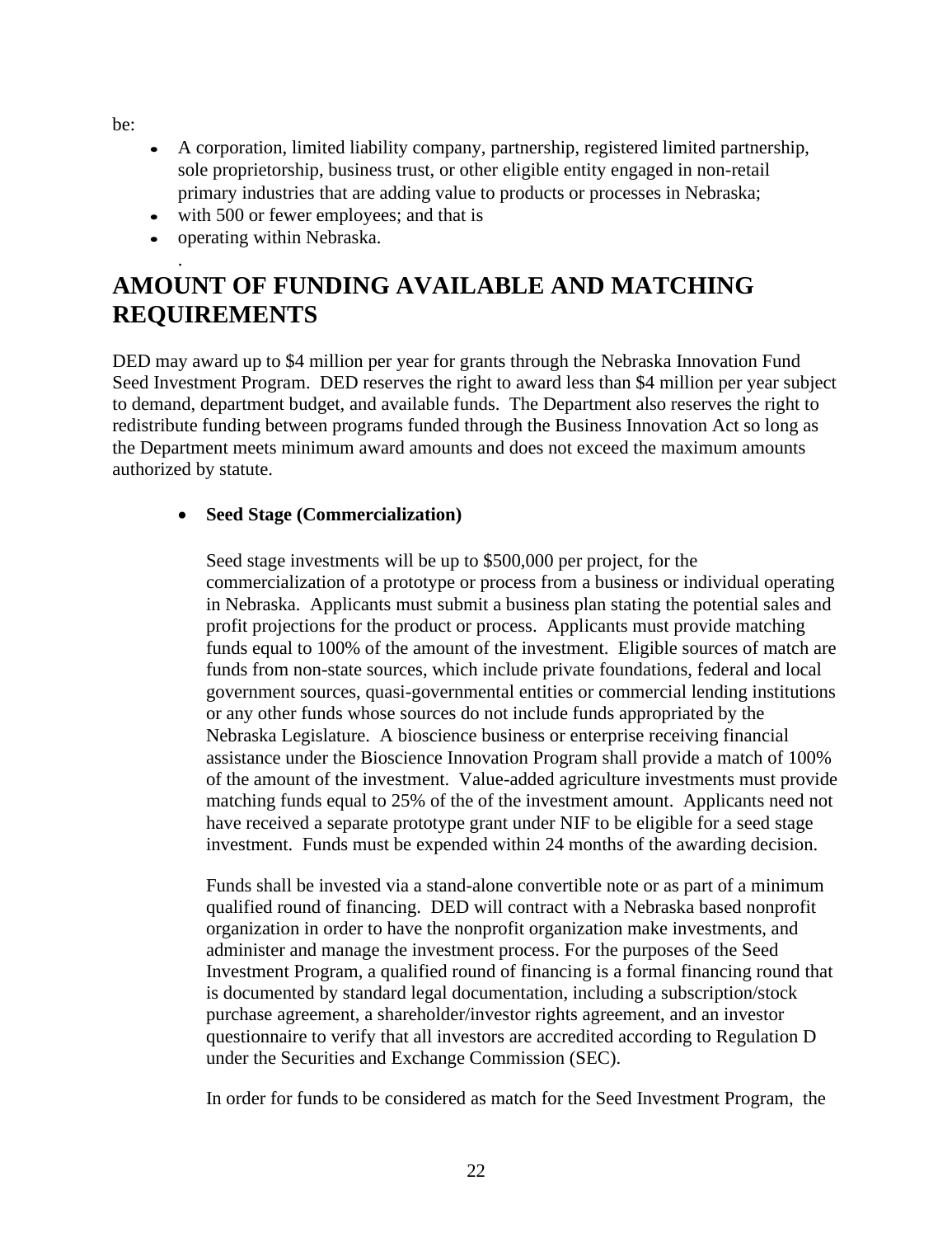be:

- A corporation, limited liability company, partnership, registered limited partnership, sole proprietorship, business trust, or other eligible entity engaged in non-retail primary industries that are adding value to products or processes in Nebraska;
- with 500 or fewer employees; and that is
- operating within Nebraska.

.

# AMOUNT OF FUNDING AVAILABLE AND MATCHING REQUIREMENTS

DED may award up to $4 million per year for grants through the Nebraska Innovation Fund Seed Investment Program. DED reserves the right to award less than $4 million per year subject to demand, department budget, and available funds. The Department also reserves the right to redistribute funding between programs funded through the Business Innovation Act so long as the Department meets minimum award amounts and does not exceed the maximum amounts authorized by statute.

- **Seed Stage (Commercialization)**

  Seed stage investments will be up to $500,000 per project, for the commercialization of a prototype or process from a business or individual operating in Nebraska. Applicants must submit a business plan stating the potential sales and profit projections for the product or process. Applicants must provide matching funds equal to 100% of the amount of the investment. Eligible sources of match are funds from non-state sources, which include private foundations, federal and local government sources, quasi-governmental entities or commercial lending institutions or any other funds whose sources do not include funds appropriated by the Nebraska Legislature. A bioscience business or enterprise receiving financial assistance under the Bioscience Innovation Program shall provide a match of 100% of the amount of the investment. Value-added agriculture investments must provide matching funds equal to 25% of the of the investment amount. Applicants need not have received a separate prototype grant under NIF to be eligible for a seed stage investment. Funds must be expended within 24 months of the awarding decision.

  Funds shall be invested via a stand-alone convertible note or as part of a minimum qualified round of financing. DED will contract with a Nebraska based nonprofit organization in order to have the nonprofit organization make investments, and administer and manage the investment process. For the purposes of the Seed Investment Program, a qualified round of financing is a formal financing round that is documented by standard legal documentation, including a subscription/stock purchase agreement, a shareholder/investor rights agreement, and an investor questionnaire to verify that all investors are accredited according to Regulation D under the Securities and Exchange Commission (SEC).

  In order for funds to be considered as match for the Seed Investment Program, the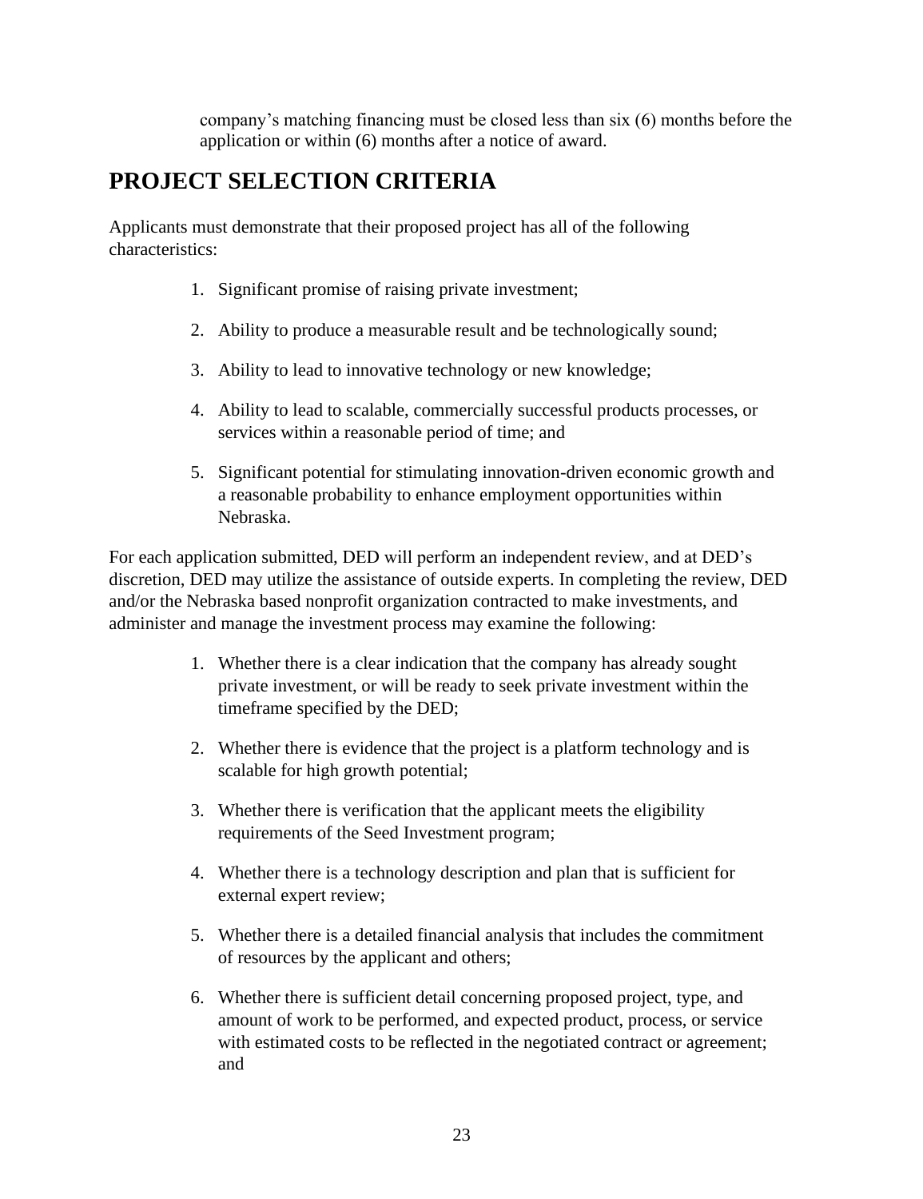company's matching financing must be closed less than six (6) months before the application or within (6) months after a notice of award.

## PROJECT SELECTION CRITERIA

Applicants must demonstrate that their proposed project has all of the following characteristics:

1. Significant promise of raising private investment;
2. Ability to produce a measurable result and be technologically sound;
3. Ability to lead to innovative technology or new knowledge;
4. Ability to lead to scalable, commercially successful products processes, or services within a reasonable period of time; and
5. Significant potential for stimulating innovation-driven economic growth and a reasonable probability to enhance employment opportunities within Nebraska.

For each application submitted, DED will perform an independent review, and at DED's discretion, DED may utilize the assistance of outside experts. In completing the review, DED and/or the Nebraska based nonprofit organization contracted to make investments, and administer and manage the investment process may examine the following:

1. Whether there is a clear indication that the company has already sought private investment, or will be ready to seek private investment within the timeframe specified by the DED;
2. Whether there is evidence that the project is a platform technology and is scalable for high growth potential;
3. Whether there is verification that the applicant meets the eligibility requirements of the Seed Investment program;
4. Whether there is a technology description and plan that is sufficient for external expert review;
5. Whether there is a detailed financial analysis that includes the commitment of resources by the applicant and others;
6. Whether there is sufficient detail concerning proposed project, type, and amount of work to be performed, and expected product, process, or service with estimated costs to be reflected in the negotiated contract or agreement; and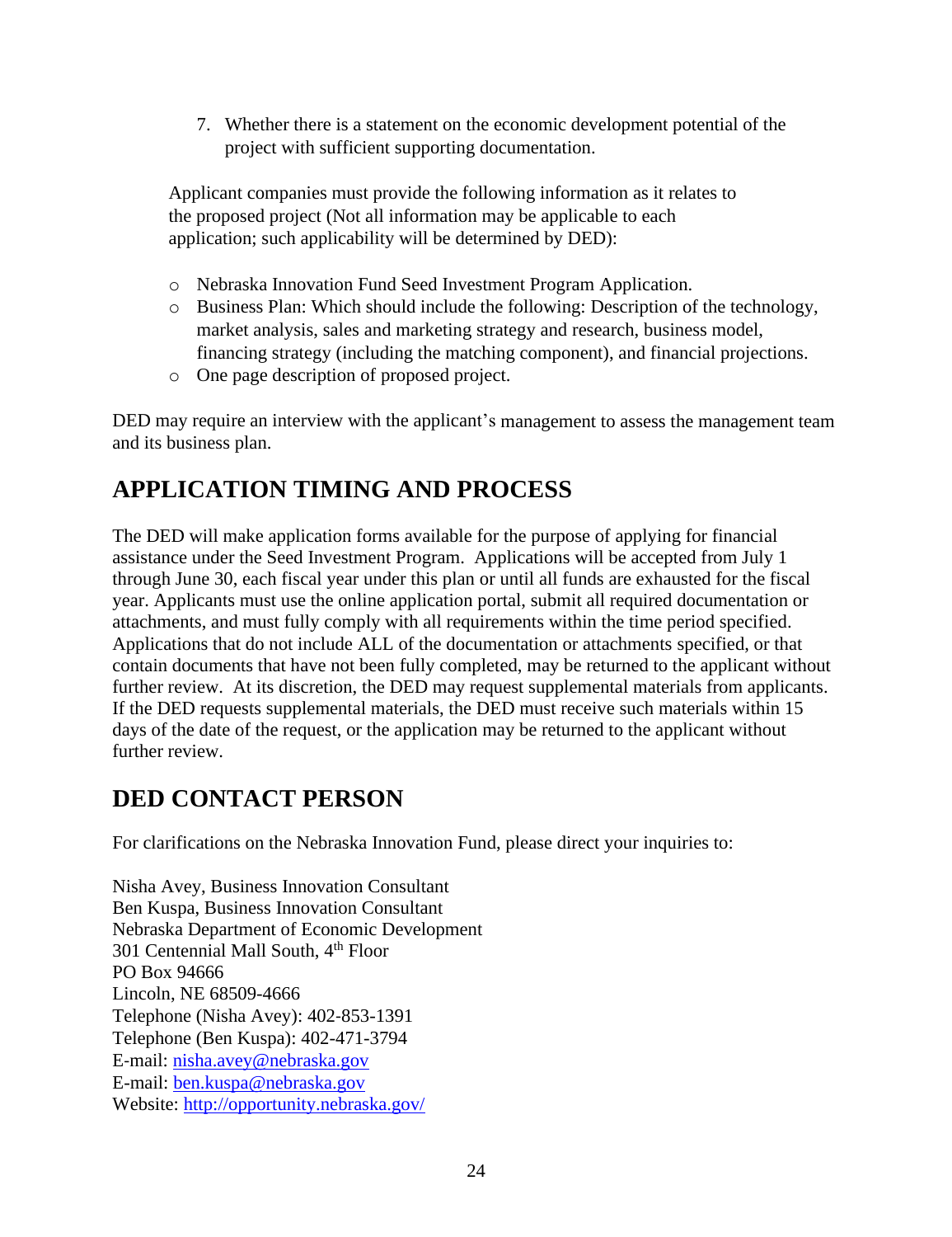7. Whether there is a statement on the economic development potential of the project with sufficient supporting documentation.

Applicant companies must provide the following information as it relates to the proposed project (Not all information may be applicable to each application; such applicability will be determined by DED):

- Nebraska Innovation Fund Seed Investment Program Application.
- Business Plan: Which should include the following: Description of the technology, market analysis, sales and marketing strategy and research, business model, financing strategy (including the matching component), and financial projections.
- One page description of proposed project.

DED may require an interview with the applicant's management to assess the management team and its business plan.

## APPLICATION TIMING AND PROCESS

The DED will make application forms available for the purpose of applying for financial assistance under the Seed Investment Program. Applications will be accepted from July 1 through June 30, each fiscal year under this plan or until all funds are exhausted for the fiscal year. Applicants must use the online application portal, submit all required documentation or attachments, and must fully comply with all requirements within the time period specified. Applications that do not include ALL of the documentation or attachments specified, or that contain documents that have not been fully completed, may be returned to the applicant without further review. At its discretion, the DED may request supplemental materials from applicants. If the DED requests supplemental materials, the DED must receive such materials within 15 days of the date of the request, or the application may be returned to the applicant without further review.

## DED CONTACT PERSON

For clarifications on the Nebraska Innovation Fund, please direct your inquiries to:

Nisha Avey, Business Innovation Consultant
Ben Kuspa, Business Innovation Consultant
Nebraska Department of Economic Development
301 Centennial Mall South, 4th Floor
PO Box 94666
Lincoln, NE 68509-4666
Telephone (Nisha Avey): 402-853-1391
Telephone (Ben Kuspa): 402-471-3794
E-mail: nisha.avey@nebraska.gov
E-mail: ben.kuspa@nebraska.gov
Website: http://opportunity.nebraska.gov/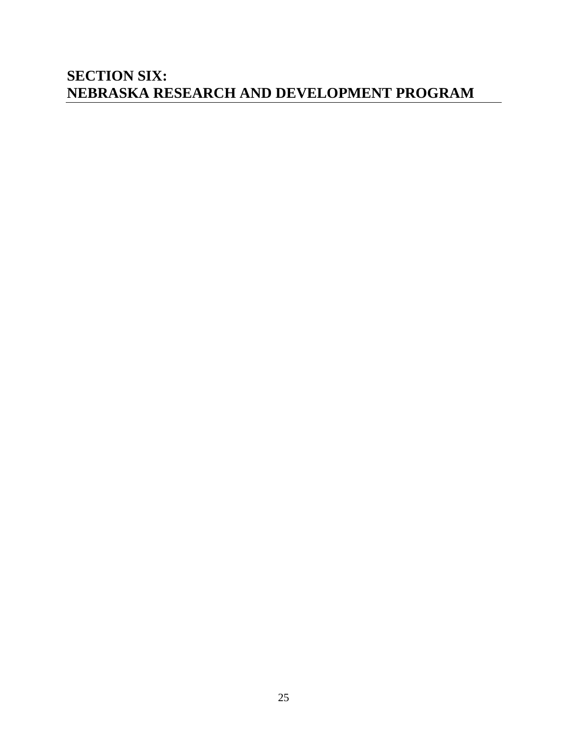# SECTION SIX:
# NEBRASKA RESEARCH AND DEVELOPMENT PROGRAM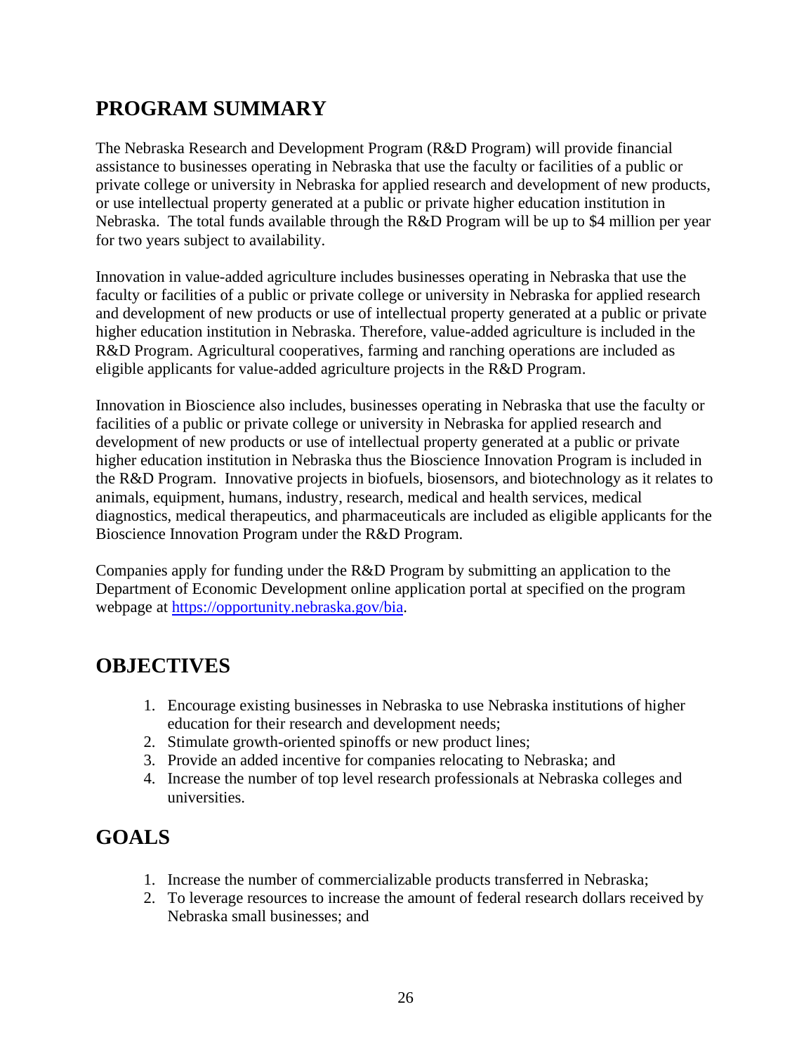## PROGRAM SUMMARY

The Nebraska Research and Development Program (R&D Program) will provide financial assistance to businesses operating in Nebraska that use the faculty or facilities of a public or private college or university in Nebraska for applied research and development of new products, or use intellectual property generated at a public or private higher education institution in Nebraska. The total funds available through the R&D Program will be up to $4 million per year for two years subject to availability.

Innovation in value-added agriculture includes businesses operating in Nebraska that use the faculty or facilities of a public or private college or university in Nebraska for applied research and development of new products or use of intellectual property generated at a public or private higher education institution in Nebraska. Therefore, value-added agriculture is included in the R&D Program. Agricultural cooperatives, farming and ranching operations are included as eligible applicants for value-added agriculture projects in the R&D Program.

Innovation in Bioscience also includes, businesses operating in Nebraska that use the faculty or facilities of a public or private college or university in Nebraska for applied research and development of new products or use of intellectual property generated at a public or private higher education institution in Nebraska thus the Bioscience Innovation Program is included in the R&D Program. Innovative projects in biofuels, biosensors, and biotechnology as it relates to animals, equipment, humans, industry, research, medical and health services, medical diagnostics, medical therapeutics, and pharmaceuticals are included as eligible applicants for the Bioscience Innovation Program under the R&D Program.

Companies apply for funding under the R&D Program by submitting an application to the Department of Economic Development online application portal at specified on the program webpage at [https://opportunity.nebraska.gov/bia](https://opportunity.nebraska.gov/bia).

## OBJECTIVES

1. Encourage existing businesses in Nebraska to use Nebraska institutions of higher education for their research and development needs;
2. Stimulate growth-oriented spinoffs or new product lines;
3. Provide an added incentive for companies relocating to Nebraska; and
4. Increase the number of top level research professionals at Nebraska colleges and universities.

## GOALS

1. Increase the number of commercializable products transferred in Nebraska;
2. To leverage resources to increase the amount of federal research dollars received by Nebraska small businesses; and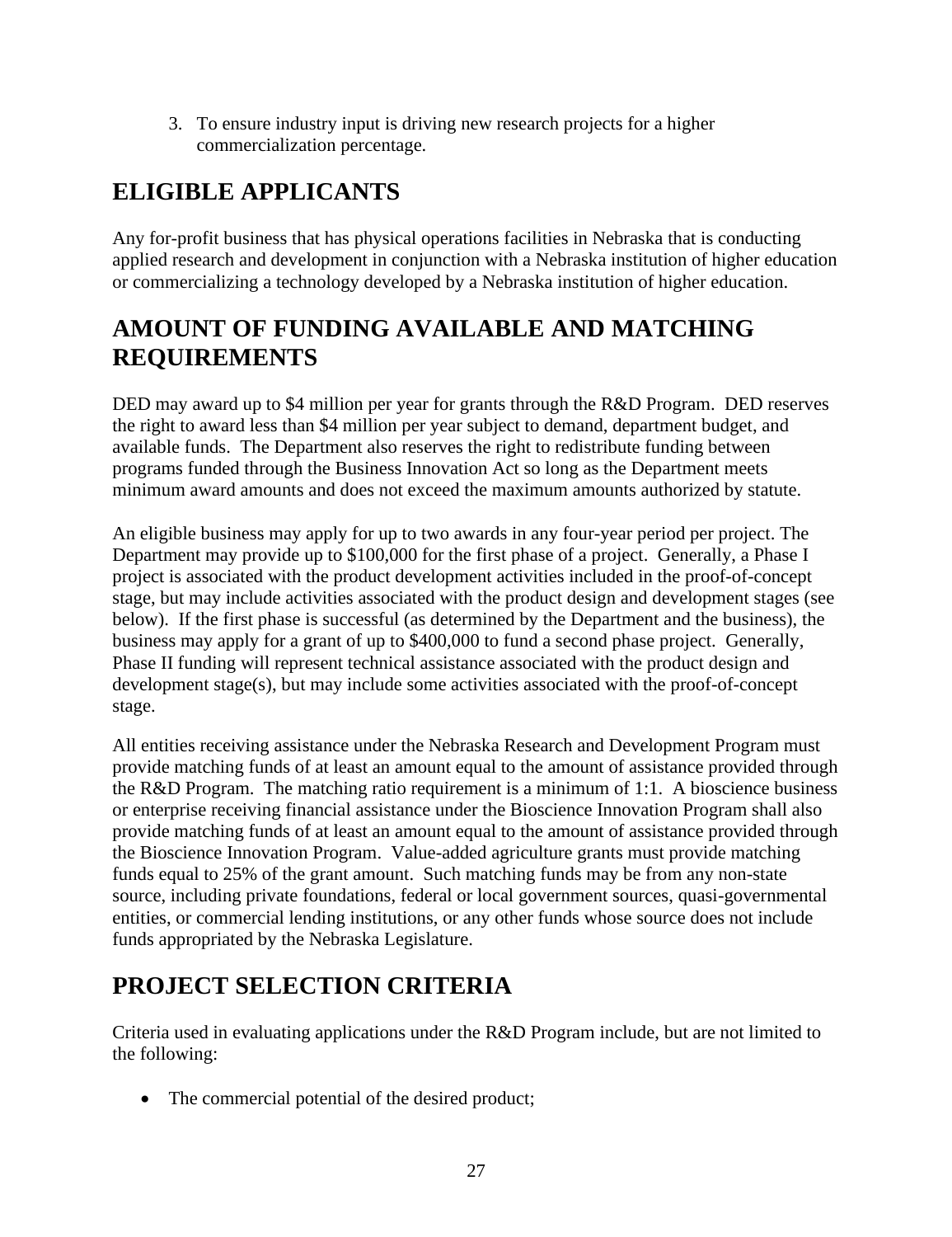3. To ensure industry input is driving new research projects for a higher commercialization percentage.

## ELIGIBLE APPLICANTS

Any for-profit business that has physical operations facilities in Nebraska that is conducting applied research and development in conjunction with a Nebraska institution of higher education or commercializing a technology developed by a Nebraska institution of higher education.

## AMOUNT OF FUNDING AVAILABLE AND MATCHING REQUIREMENTS

DED may award up to $4 million per year for grants through the R&D Program. DED reserves the right to award less than $4 million per year subject to demand, department budget, and available funds. The Department also reserves the right to redistribute funding between programs funded through the Business Innovation Act so long as the Department meets minimum award amounts and does not exceed the maximum amounts authorized by statute.

An eligible business may apply for up to two awards in any four-year period per project. The Department may provide up to $100,000 for the first phase of a project. Generally, a Phase I project is associated with the product development activities included in the proof-of-concept stage, but may include activities associated with the product design and development stages (see below). If the first phase is successful (as determined by the Department and the business), the business may apply for a grant of up to $400,000 to fund a second phase project. Generally, Phase II funding will represent technical assistance associated with the product design and development stage(s), but may include some activities associated with the proof-of-concept stage.

All entities receiving assistance under the Nebraska Research and Development Program must provide matching funds of at least an amount equal to the amount of assistance provided through the R&D Program. The matching ratio requirement is a minimum of 1:1. A bioscience business or enterprise receiving financial assistance under the Bioscience Innovation Program shall also provide matching funds of at least an amount equal to the amount of assistance provided through the Bioscience Innovation Program. Value-added agriculture grants must provide matching funds equal to 25% of the grant amount. Such matching funds may be from any non-state source, including private foundations, federal or local government sources, quasi-governmental entities, or commercial lending institutions, or any other funds whose source does not include funds appropriated by the Nebraska Legislature.

## PROJECT SELECTION CRITERIA

Criteria used in evaluating applications under the R&D Program include, but are not limited to the following:

- The commercial potential of the desired product;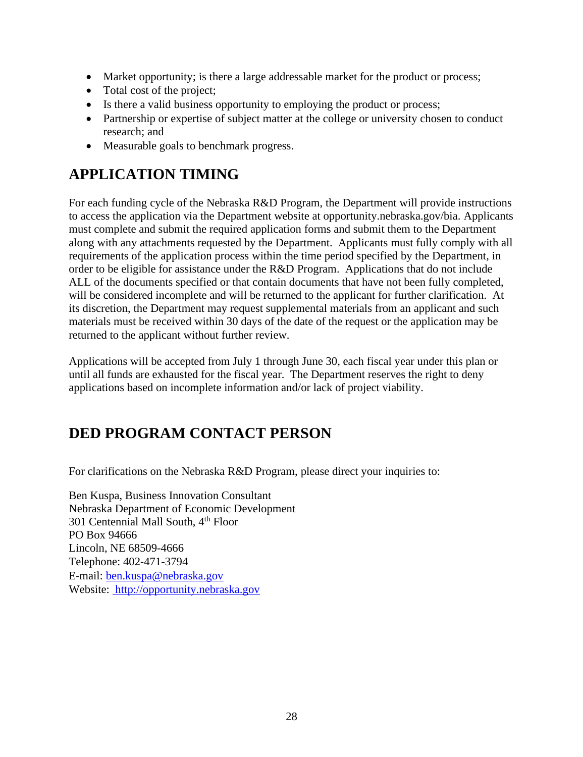- Market opportunity; is there a large addressable market for the product or process;
- Total cost of the project;
- Is there a valid business opportunity to employing the product or process;
- Partnership or expertise of subject matter at the college or university chosen to conduct research; and
- Measurable goals to benchmark progress.

## APPLICATION TIMING

For each funding cycle of the Nebraska R&D Program, the Department will provide instructions to access the application via the Department website at opportunity.nebraska.gov/bia. Applicants must complete and submit the required application forms and submit them to the Department along with any attachments requested by the Department. Applicants must fully comply with all requirements of the application process within the time period specified by the Department, in order to be eligible for assistance under the R&D Program. Applications that do not include ALL of the documents specified or that contain documents that have not been fully completed, will be considered incomplete and will be returned to the applicant for further clarification. At its discretion, the Department may request supplemental materials from an applicant and such materials must be received within 30 days of the date of the request or the application may be returned to the applicant without further review.

Applications will be accepted from July 1 through June 30, each fiscal year under this plan or until all funds are exhausted for the fiscal year. The Department reserves the right to deny applications based on incomplete information and/or lack of project viability.

## DED PROGRAM CONTACT PERSON

For clarifications on the Nebraska R&D Program, please direct your inquiries to:

Ben Kuspa, Business Innovation Consultant
Nebraska Department of Economic Development
301 Centennial Mall South, 4th Floor
PO Box 94666
Lincoln, NE 68509-4666
Telephone: 402-471-3794
E-mail: ben.kuspa@nebraska.gov
Website: http://opportunity.nebraska.gov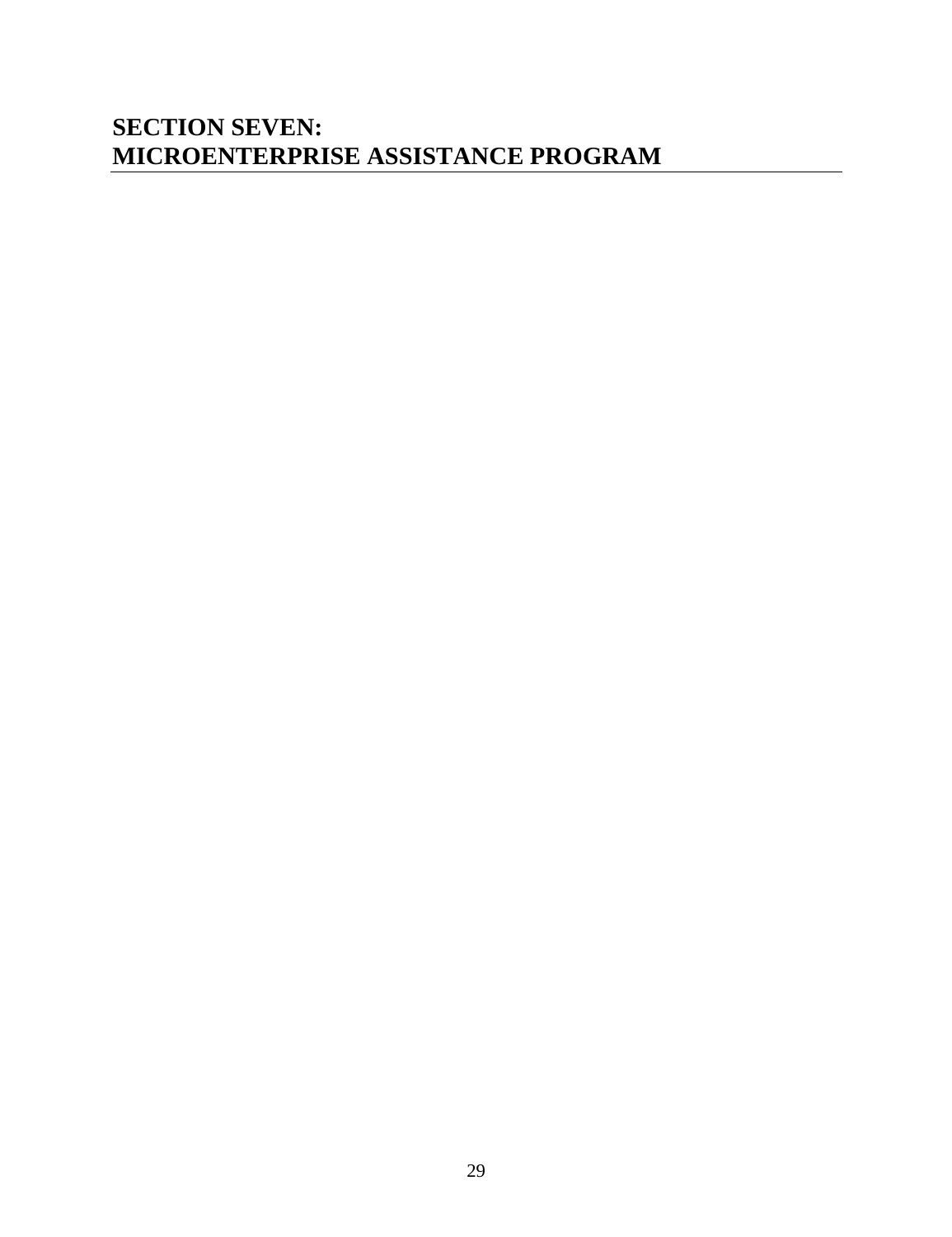# SECTION SEVEN: MICROENTERPRISE ASSISTANCE PROGRAM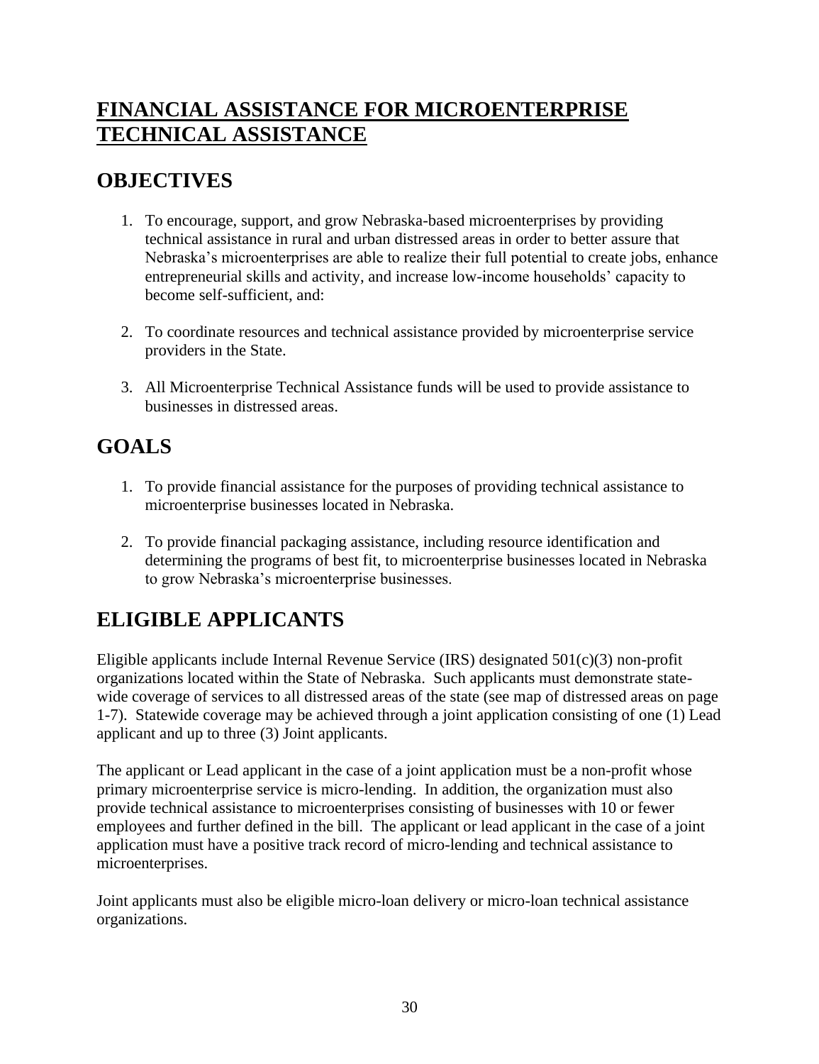# FINANCIAL ASSISTANCE FOR MICROENTERPRISE TECHNICAL ASSISTANCE

## OBJECTIVES

1. To encourage, support, and grow Nebraska-based microenterprises by providing technical assistance in rural and urban distressed areas in order to better assure that Nebraska's microenterprises are able to realize their full potential to create jobs, enhance entrepreneurial skills and activity, and increase low-income households' capacity to become self-sufficient, and:

2. To coordinate resources and technical assistance provided by microenterprise service providers in the State.

3. All Microenterprise Technical Assistance funds will be used to provide assistance to businesses in distressed areas.

## GOALS

1. To provide financial assistance for the purposes of providing technical assistance to microenterprise businesses located in Nebraska.

2. To provide financial packaging assistance, including resource identification and determining the programs of best fit, to microenterprise businesses located in Nebraska to grow Nebraska's microenterprise businesses.

## ELIGIBLE APPLICANTS

Eligible applicants include Internal Revenue Service (IRS) designated 501(c)(3) non-profit organizations located within the State of Nebraska. Such applicants must demonstrate state-wide coverage of services to all distressed areas of the state (see map of distressed areas on page 1-7). Statewide coverage may be achieved through a joint application consisting of one (1) Lead applicant and up to three (3) Joint applicants.

The applicant or Lead applicant in the case of a joint application must be a non-profit whose primary microenterprise service is micro-lending. In addition, the organization must also provide technical assistance to microenterprises consisting of businesses with 10 or fewer employees and further defined in the bill. The applicant or lead applicant in the case of a joint application must have a positive track record of micro-lending and technical assistance to microenterprises.

Joint applicants must also be eligible micro-loan delivery or micro-loan technical assistance organizations.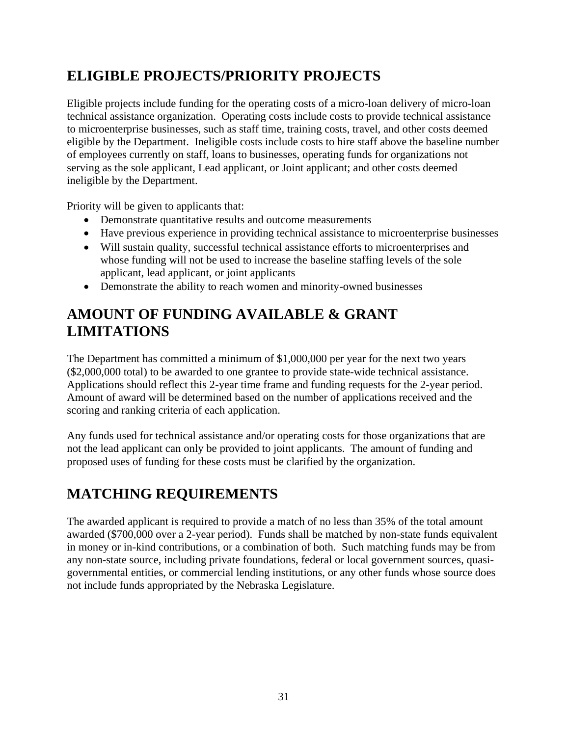## ELIGIBLE PROJECTS/PRIORITY PROJECTS

Eligible projects include funding for the operating costs of a micro-loan delivery of micro-loan technical assistance organization. Operating costs include costs to provide technical assistance to microenterprise businesses, such as staff time, training costs, travel, and other costs deemed eligible by the Department. Ineligible costs include costs to hire staff above the baseline number of employees currently on staff, loans to businesses, operating funds for organizations not serving as the sole applicant, Lead applicant, or Joint applicant; and other costs deemed ineligible by the Department.

Priority will be given to applicants that:

- Demonstrate quantitative results and outcome measurements
- Have previous experience in providing technical assistance to microenterprise businesses
- Will sustain quality, successful technical assistance efforts to microenterprises and whose funding will not be used to increase the baseline staffing levels of the sole applicant, lead applicant, or joint applicants
- Demonstrate the ability to reach women and minority-owned businesses

## AMOUNT OF FUNDING AVAILABLE & GRANT LIMITATIONS

The Department has committed a minimum of $1,000,000 per year for the next two years ($2,000,000 total) to be awarded to one grantee to provide state-wide technical assistance. Applications should reflect this 2-year time frame and funding requests for the 2-year period. Amount of award will be determined based on the number of applications received and the scoring and ranking criteria of each application.

Any funds used for technical assistance and/or operating costs for those organizations that are not the lead applicant can only be provided to joint applicants. The amount of funding and proposed uses of funding for these costs must be clarified by the organization.

## MATCHING REQUIREMENTS

The awarded applicant is required to provide a match of no less than 35% of the total amount awarded ($700,000 over a 2-year period). Funds shall be matched by non-state funds equivalent in money or in-kind contributions, or a combination of both. Such matching funds may be from any non-state source, including private foundations, federal or local government sources, quasi-governmental entities, or commercial lending institutions, or any other funds whose source does not include funds appropriated by the Nebraska Legislature.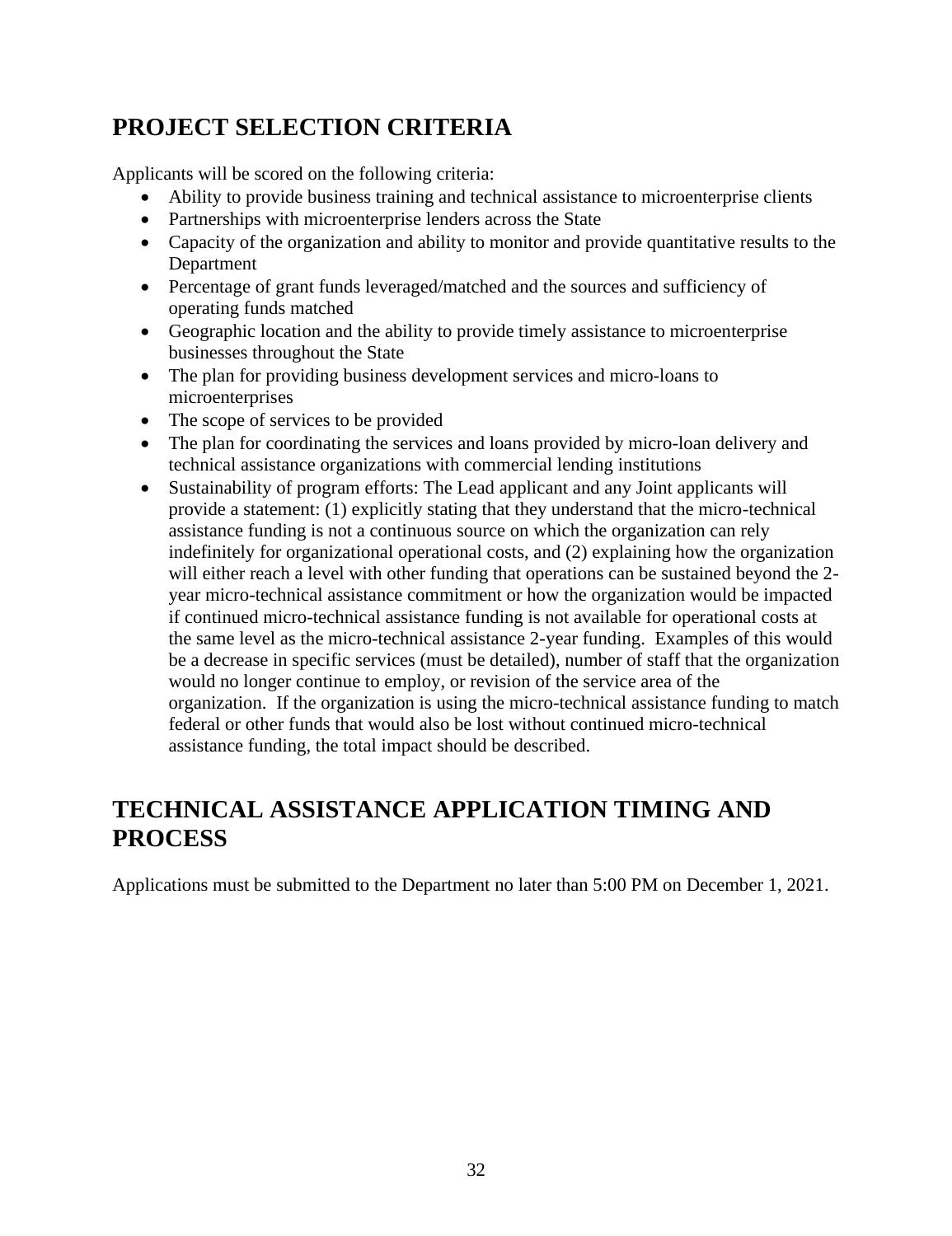## PROJECT SELECTION CRITERIA

Applicants will be scored on the following criteria:

- Ability to provide business training and technical assistance to microenterprise clients
- Partnerships with microenterprise lenders across the State
- Capacity of the organization and ability to monitor and provide quantitative results to the Department
- Percentage of grant funds leveraged/matched and the sources and sufficiency of operating funds matched
- Geographic location and the ability to provide timely assistance to microenterprise businesses throughout the State
- The plan for providing business development services and micro-loans to microenterprises
- The scope of services to be provided
- The plan for coordinating the services and loans provided by micro-loan delivery and technical assistance organizations with commercial lending institutions
- Sustainability of program efforts: The Lead applicant and any Joint applicants will provide a statement: (1) explicitly stating that they understand that the micro-technical assistance funding is not a continuous source on which the organization can rely indefinitely for organizational operational costs, and (2) explaining how the organization will either reach a level with other funding that operations can be sustained beyond the 2-year micro-technical assistance commitment or how the organization would be impacted if continued micro-technical assistance funding is not available for operational costs at the same level as the micro-technical assistance 2-year funding. Examples of this would be a decrease in specific services (must be detailed), number of staff that the organization would no longer continue to employ, or revision of the service area of the organization. If the organization is using the micro-technical assistance funding to match federal or other funds that would also be lost without continued micro-technical assistance funding, the total impact should be described.

## TECHNICAL ASSISTANCE APPLICATION TIMING AND PROCESS

Applications must be submitted to the Department no later than 5:00 PM on December 1, 2021.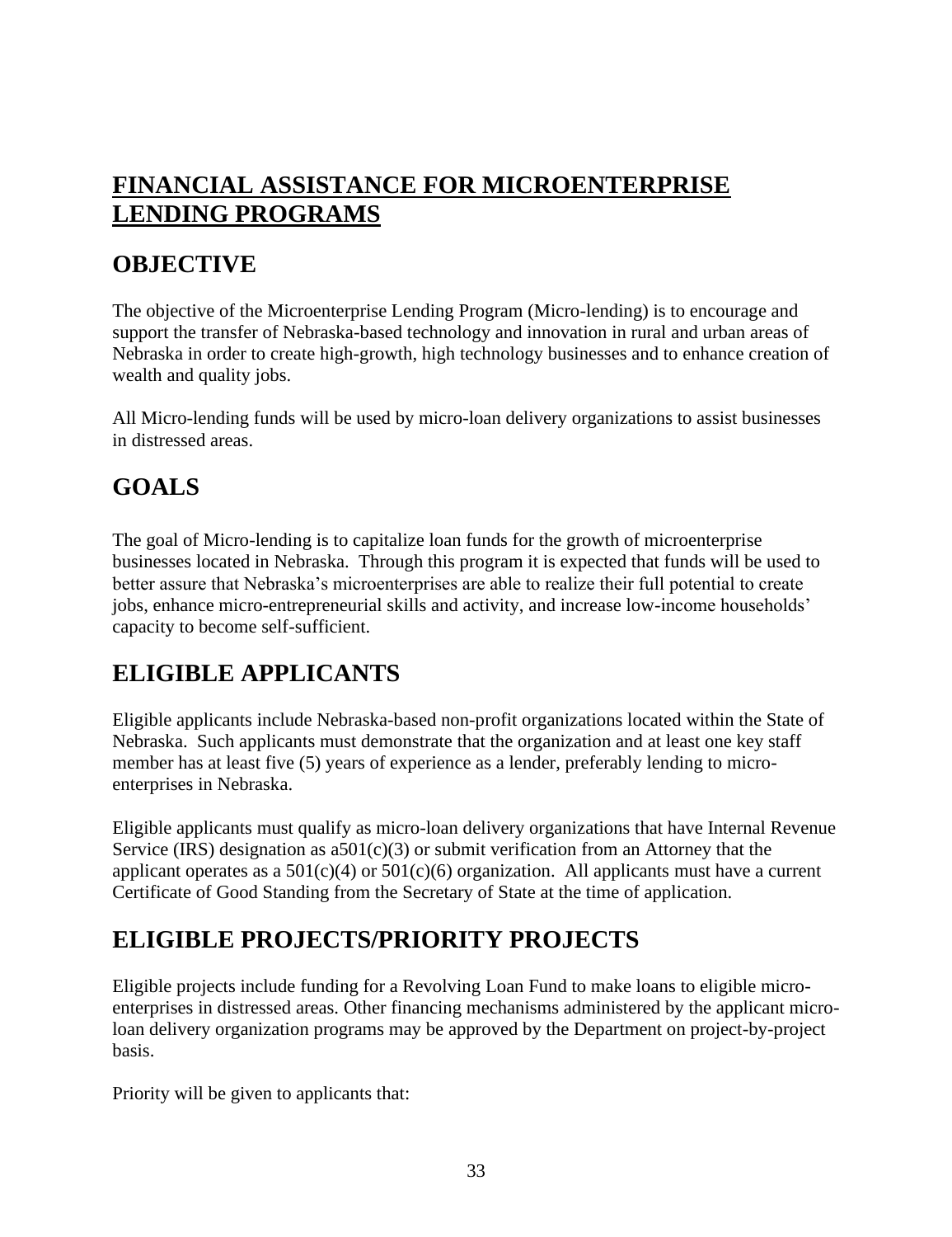# FINANCIAL ASSISTANCE FOR MICROENTERPRISE LENDING PROGRAMS

## OBJECTIVE

The objective of the Microenterprise Lending Program (Micro-lending) is to encourage and support the transfer of Nebraska-based technology and innovation in rural and urban areas of Nebraska in order to create high-growth, high technology businesses and to enhance creation of wealth and quality jobs.

All Micro-lending funds will be used by micro-loan delivery organizations to assist businesses in distressed areas.

## GOALS

The goal of Micro-lending is to capitalize loan funds for the growth of microenterprise businesses located in Nebraska. Through this program it is expected that funds will be used to better assure that Nebraska's microenterprises are able to realize their full potential to create jobs, enhance micro-entrepreneurial skills and activity, and increase low-income households' capacity to become self-sufficient.

## ELIGIBLE APPLICANTS

Eligible applicants include Nebraska-based non-profit organizations located within the State of Nebraska. Such applicants must demonstrate that the organization and at least one key staff member has at least five (5) years of experience as a lender, preferably lending to micro-enterprises in Nebraska.

Eligible applicants must qualify as micro-loan delivery organizations that have Internal Revenue Service (IRS) designation as a501(c)(3) or submit verification from an Attorney that the applicant operates as a 501(c)(4) or 501(c)(6) organization. All applicants must have a current Certificate of Good Standing from the Secretary of State at the time of application.

## ELIGIBLE PROJECTS/PRIORITY PROJECTS

Eligible projects include funding for a Revolving Loan Fund to make loans to eligible micro-enterprises in distressed areas. Other financing mechanisms administered by the applicant micro-loan delivery organization programs may be approved by the Department on project-by-project basis.

Priority will be given to applicants that: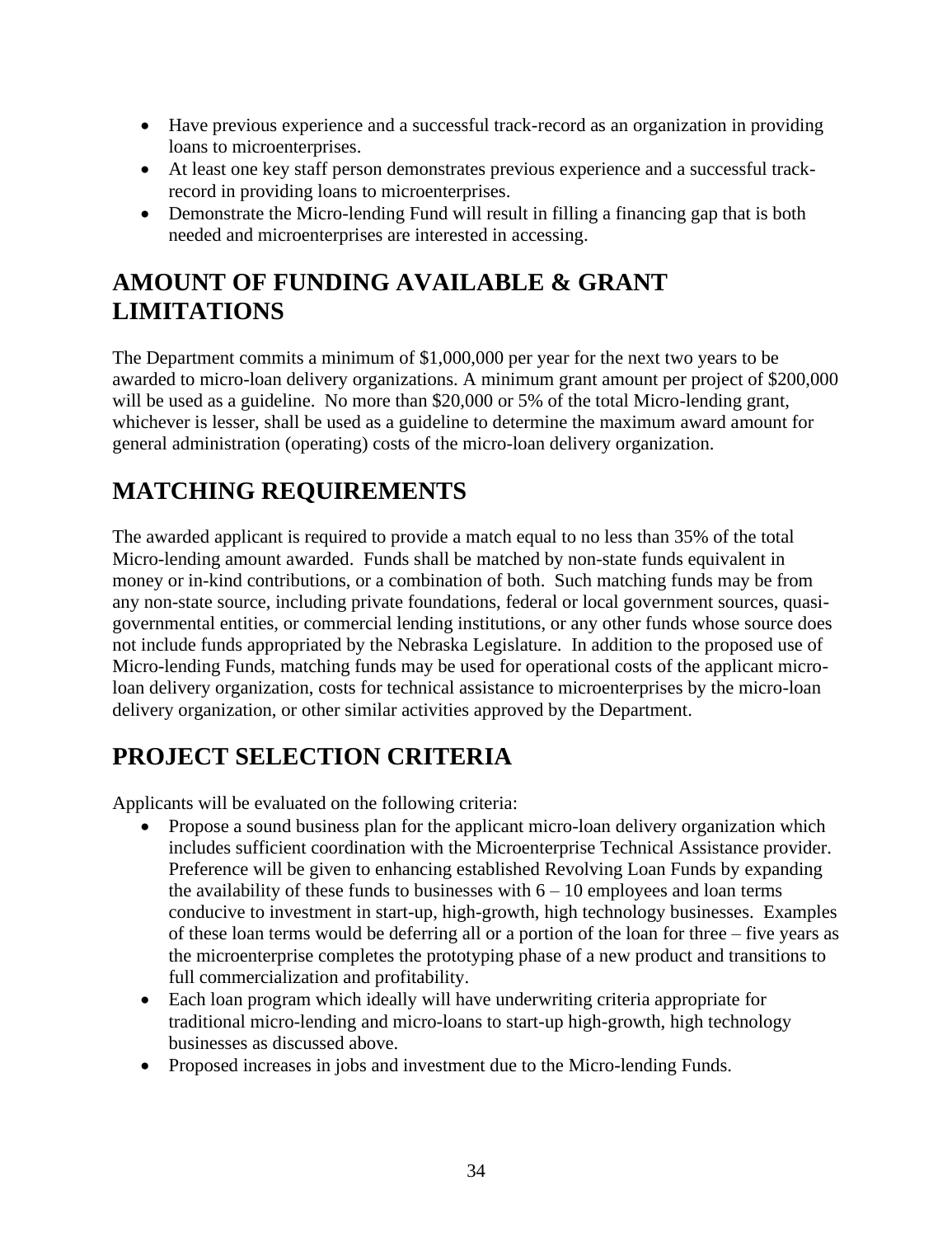- Have previous experience and a successful track-record as an organization in providing loans to microenterprises.
- At least one key staff person demonstrates previous experience and a successful track-record in providing loans to microenterprises.
- Demonstrate the Micro-lending Fund will result in filling a financing gap that is both needed and microenterprises are interested in accessing.

## AMOUNT OF FUNDING AVAILABLE & GRANT LIMITATIONS

The Department commits a minimum of $1,000,000 per year for the next two years to be awarded to micro-loan delivery organizations. A minimum grant amount per project of $200,000 will be used as a guideline. No more than $20,000 or 5% of the total Micro-lending grant, whichever is lesser, shall be used as a guideline to determine the maximum award amount for general administration (operating) costs of the micro-loan delivery organization.

## MATCHING REQUIREMENTS

The awarded applicant is required to provide a match equal to no less than 35% of the total Micro-lending amount awarded. Funds shall be matched by non-state funds equivalent in money or in-kind contributions, or a combination of both. Such matching funds may be from any non-state source, including private foundations, federal or local government sources, quasi-governmental entities, or commercial lending institutions, or any other funds whose source does not include funds appropriated by the Nebraska Legislature. In addition to the proposed use of Micro-lending Funds, matching funds may be used for operational costs of the applicant micro-loan delivery organization, costs for technical assistance to microenterprises by the micro-loan delivery organization, or other similar activities approved by the Department.

## PROJECT SELECTION CRITERIA

Applicants will be evaluated on the following criteria:

- Propose a sound business plan for the applicant micro-loan delivery organization which includes sufficient coordination with the Microenterprise Technical Assistance provider. Preference will be given to enhancing established Revolving Loan Funds by expanding the availability of these funds to businesses with 6 – 10 employees and loan terms conducive to investment in start-up, high-growth, high technology businesses. Examples of these loan terms would be deferring all or a portion of the loan for three – five years as the microenterprise completes the prototyping phase of a new product and transitions to full commercialization and profitability.
- Each loan program which ideally will have underwriting criteria appropriate for traditional micro-lending and micro-loans to start-up high-growth, high technology businesses as discussed above.
- Proposed increases in jobs and investment due to the Micro-lending Funds.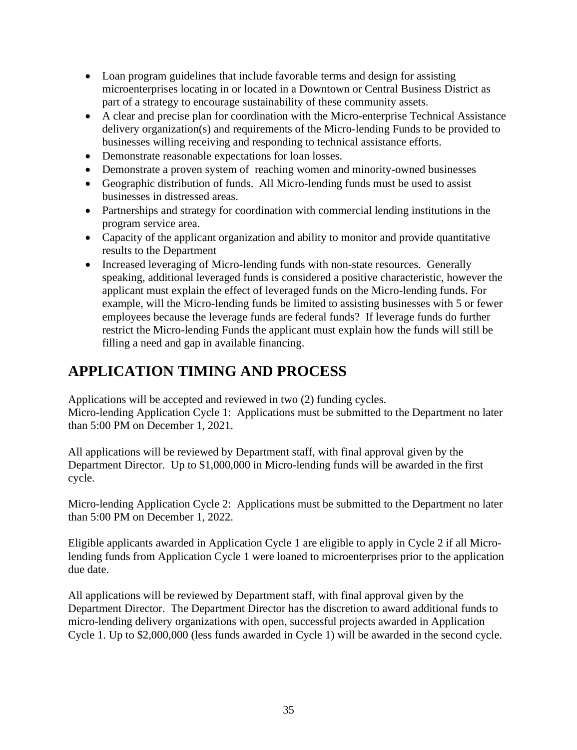- Loan program guidelines that include favorable terms and design for assisting microenterprises locating in or located in a Downtown or Central Business District as part of a strategy to encourage sustainability of these community assets.
- A clear and precise plan for coordination with the Micro-enterprise Technical Assistance delivery organization(s) and requirements of the Micro-lending Funds to be provided to businesses willing receiving and responding to technical assistance efforts.
- Demonstrate reasonable expectations for loan losses.
- Demonstrate a proven system of reaching women and minority-owned businesses
- Geographic distribution of funds. All Micro-lending funds must be used to assist businesses in distressed areas.
- Partnerships and strategy for coordination with commercial lending institutions in the program service area.
- Capacity of the applicant organization and ability to monitor and provide quantitative results to the Department
- Increased leveraging of Micro-lending funds with non-state resources. Generally speaking, additional leveraged funds is considered a positive characteristic, however the applicant must explain the effect of leveraged funds on the Micro-lending funds. For example, will the Micro-lending funds be limited to assisting businesses with 5 or fewer employees because the leverage funds are federal funds? If leverage funds do further restrict the Micro-lending Funds the applicant must explain how the funds will still be filling a need and gap in available financing.

# APPLICATION TIMING AND PROCESS

Applications will be accepted and reviewed in two (2) funding cycles.
Micro-lending Application Cycle 1: Applications must be submitted to the Department no later than 5:00 PM on December 1, 2021.

All applications will be reviewed by Department staff, with final approval given by the Department Director. Up to $1,000,000 in Micro-lending funds will be awarded in the first cycle.

Micro-lending Application Cycle 2: Applications must be submitted to the Department no later than 5:00 PM on December 1, 2022.

Eligible applicants awarded in Application Cycle 1 are eligible to apply in Cycle 2 if all Micro-lending funds from Application Cycle 1 were loaned to microenterprises prior to the application due date.

All applications will be reviewed by Department staff, with final approval given by the Department Director. The Department Director has the discretion to award additional funds to micro-lending delivery organizations with open, successful projects awarded in Application Cycle 1. Up to $2,000,000 (less funds awarded in Cycle 1) will be awarded in the second cycle.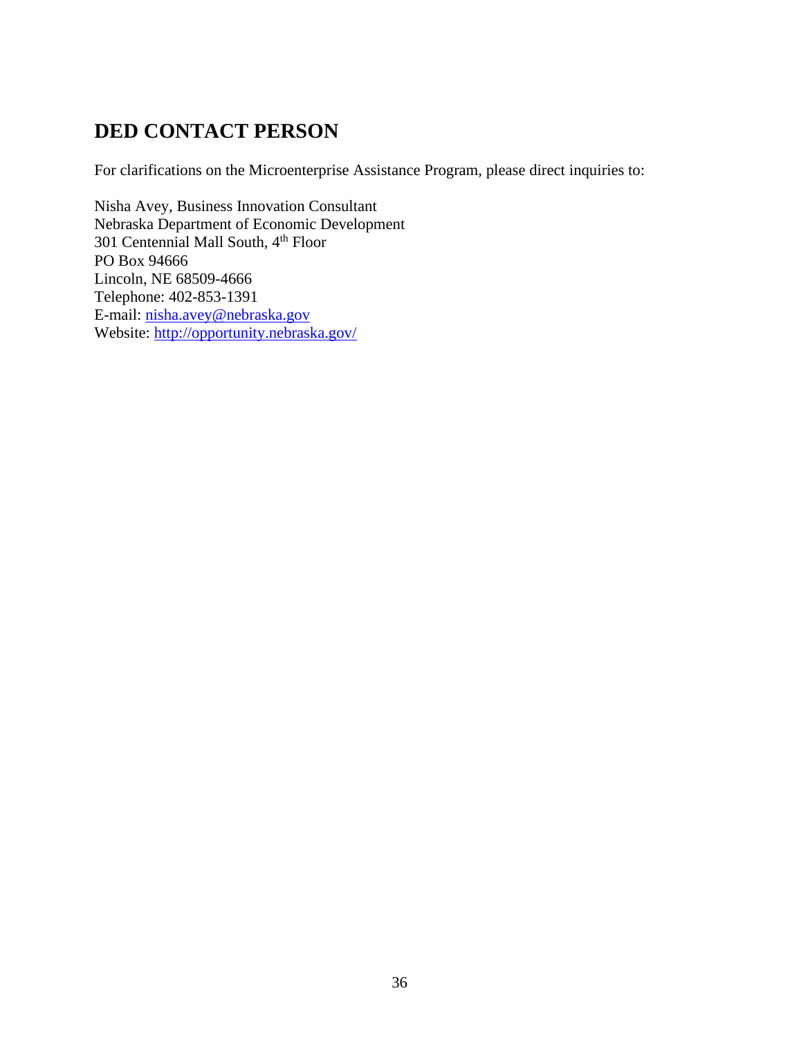## DED CONTACT PERSON

For clarifications on the Microenterprise Assistance Program, please direct inquiries to:

Nisha Avey, Business Innovation Consultant
Nebraska Department of Economic Development
301 Centennial Mall South, 4th Floor
PO Box 94666
Lincoln, NE 68509-4666
Telephone: 402-853-1391
E-mail: nisha.avey@nebraska.gov
Website: http://opportunity.nebraska.gov/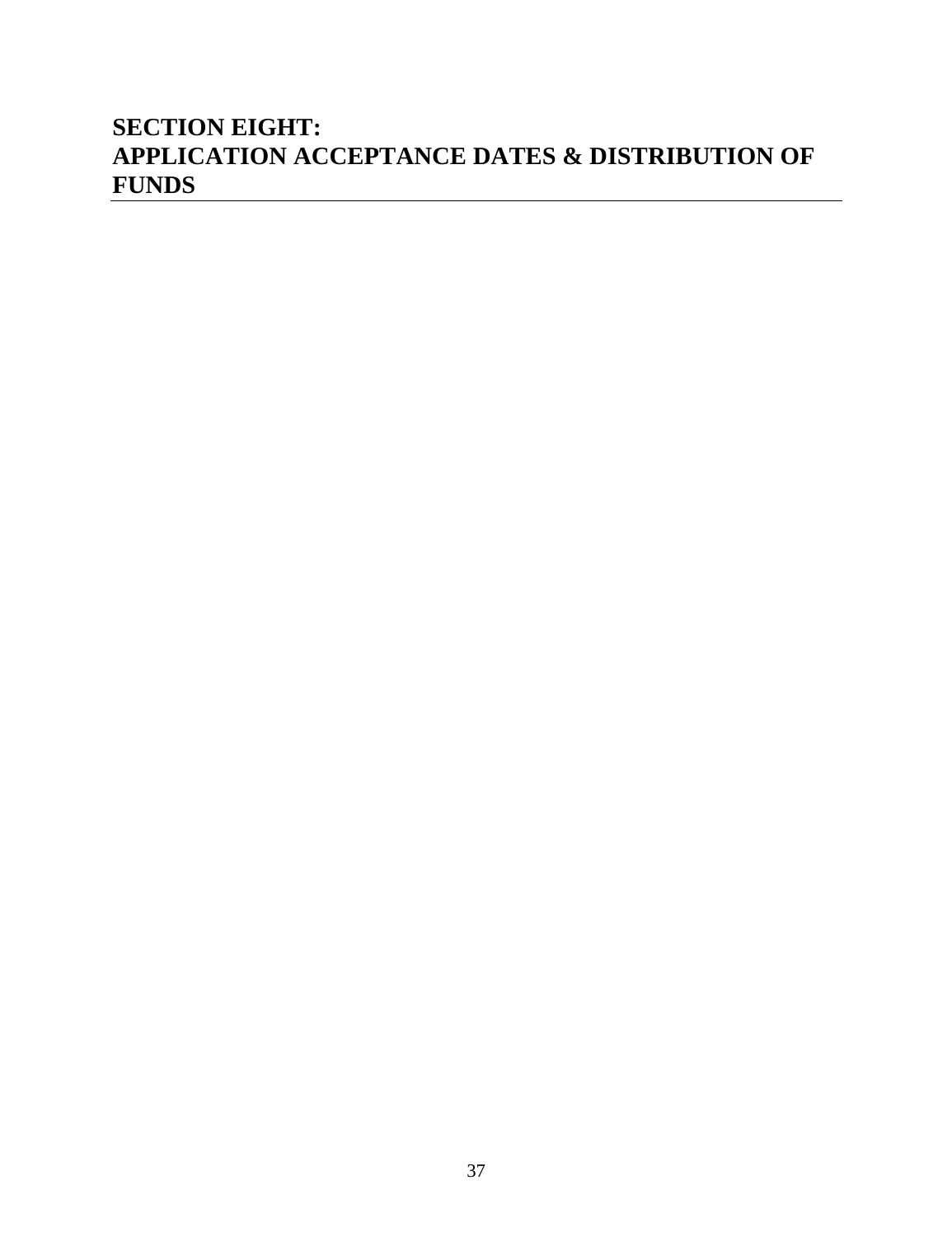# SECTION EIGHT:
# APPLICATION ACCEPTANCE DATES & DISTRIBUTION OF FUNDS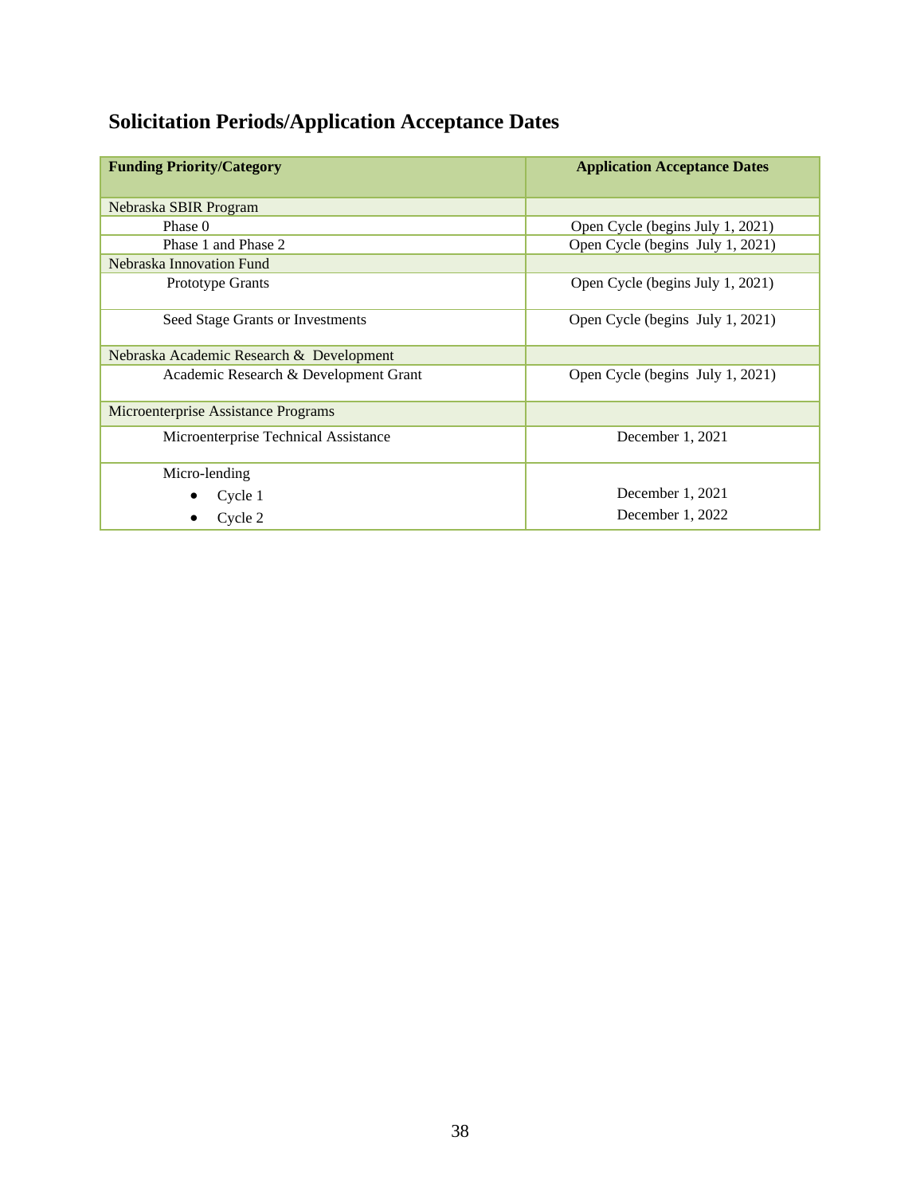## Solicitation Periods/Application Acceptance Dates

| Funding Priority/Category | Application Acceptance Dates |
|---|---|
| Nebraska SBIR Program | |
| Phase 0 | Open Cycle (begins July 1, 2021) |
| Phase 1 and Phase 2 | Open Cycle (begins July 1, 2021) |
| Nebraska Innovation Fund | |
| Prototype Grants | Open Cycle (begins July 1, 2021) |
| Seed Stage Grants or Investments | Open Cycle (begins July 1, 2021) |
| Nebraska Academic Research & Development | |
| Academic Research & Development Grant | Open Cycle (begins July 1, 2021) |
| Microenterprise Assistance Programs | |
| Microenterprise Technical Assistance | December 1, 2021 |
| Micro-lending<br>• Cycle 1<br>• Cycle 2 | <br>December 1, 2021<br>December 1, 2022 |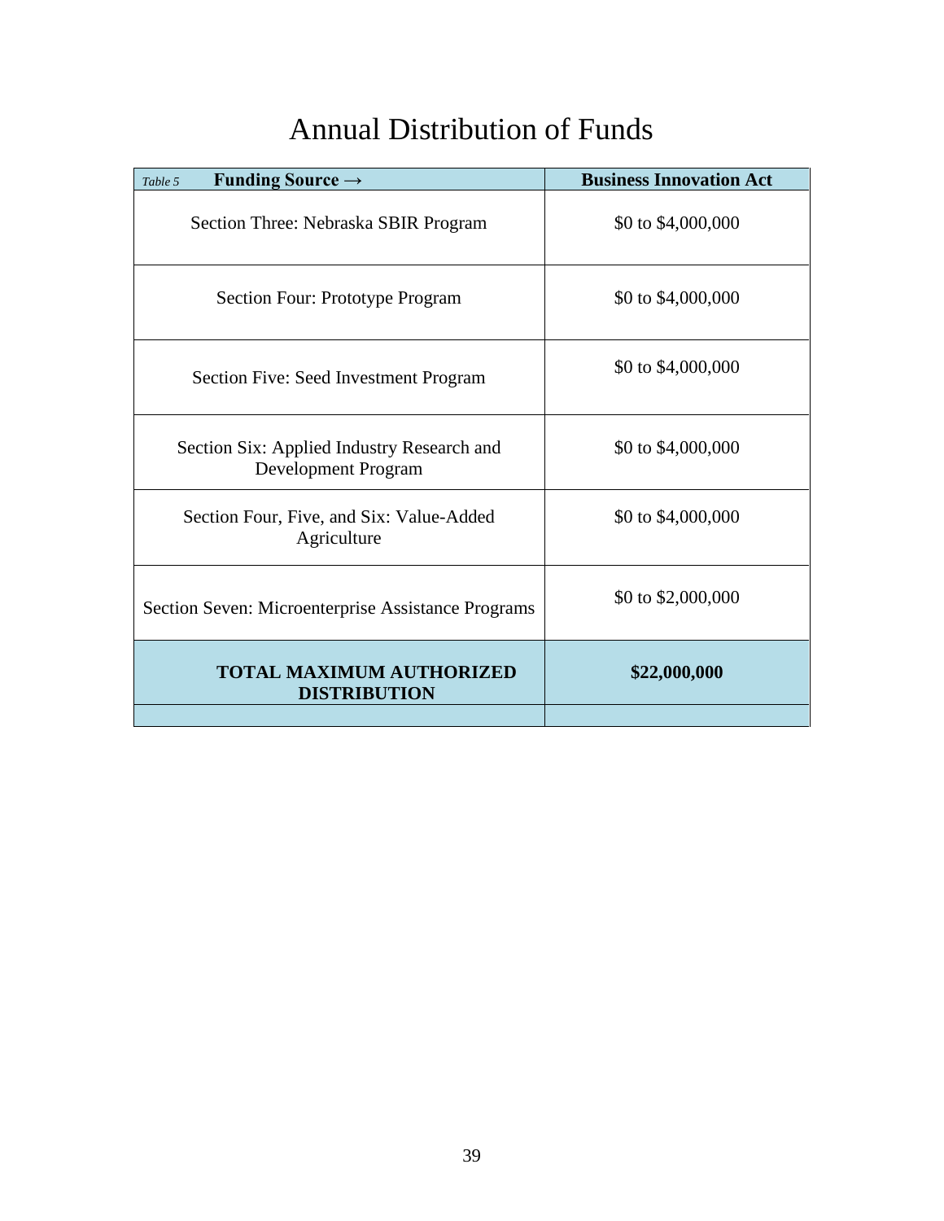# Annual Distribution of Funds

| *Table 5* **Funding Source →** | **Business Innovation Act** |
|---|---|
| Section Three: Nebraska SBIR Program | $0 to $4,000,000 |
| Section Four: Prototype Program | $0 to $4,000,000 |
| Section Five: Seed Investment Program | $0 to $4,000,000 |
| Section Six: Applied Industry Research and Development Program | $0 to $4,000,000 |
| Section Four, Five, and Six: Value-Added Agriculture | $0 to $4,000,000 |
| Section Seven: Microenterprise Assistance Programs | $0 to $2,000,000 |
| **TOTAL MAXIMUM AUTHORIZED DISTRIBUTION** | **$22,000,000** |
| | |